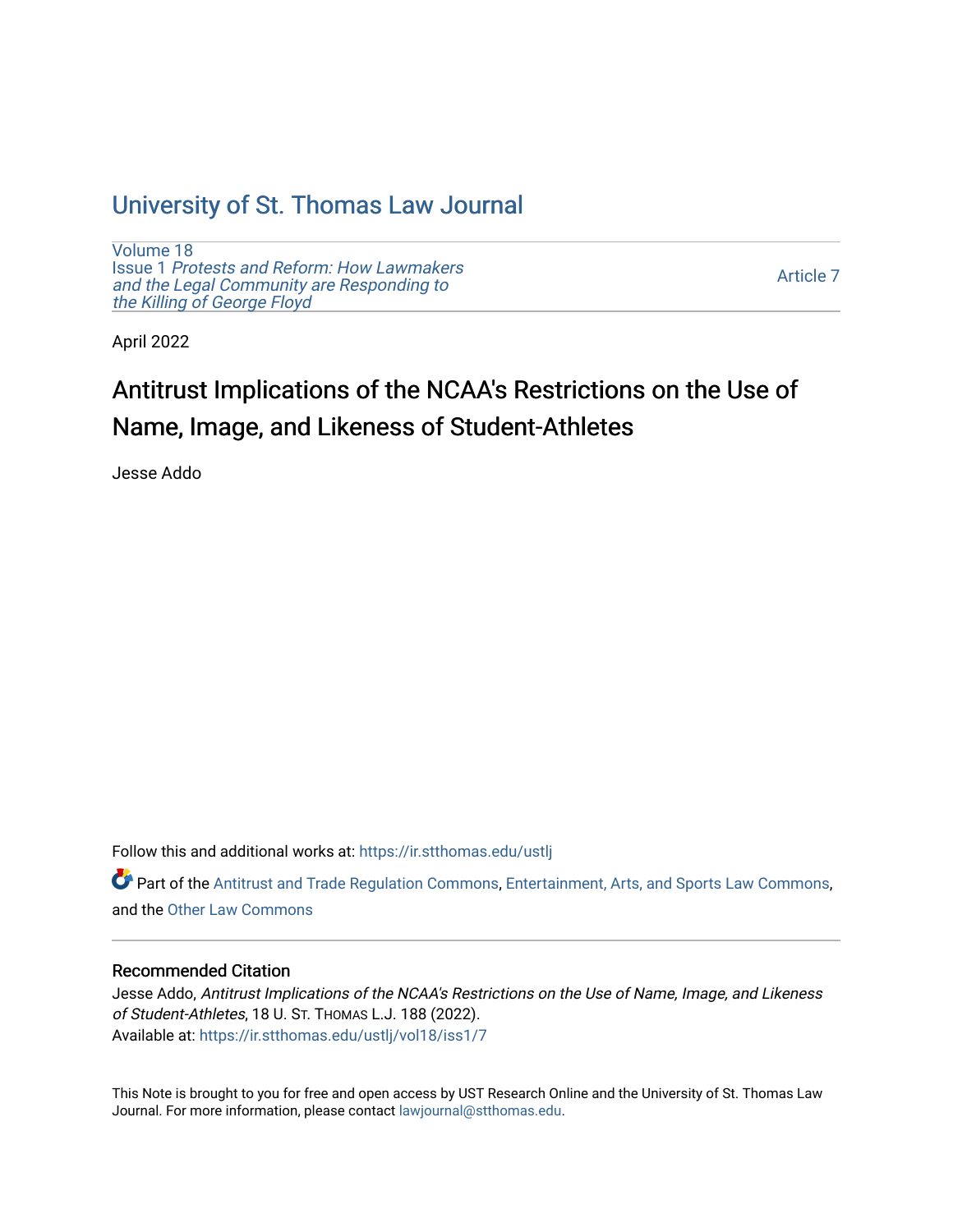# University of St. Thomas Law Journal

Volume 18
Issue 1 *Protests and Reform: How Lawmakers and the Legal Community are Responding to the Killing of George Floyd*

Article 7

April 2022

## Antitrust Implications of the NCAA's Restrictions on the Use of Name, Image, and Likeness of Student-Athletes

Jesse Addo

Follow this and additional works at: https://ir.stthomas.edu/ustlj

Part of the Antitrust and Trade Regulation Commons, Entertainment, Arts, and Sports Law Commons, and the Other Law Commons

### Recommended Citation

Jesse Addo, *Antitrust Implications of the NCAA's Restrictions on the Use of Name, Image, and Likeness of Student-Athletes*, 18 U. St. Thomas L.J. 188 (2022).
Available at: https://ir.stthomas.edu/ustlj/vol18/iss1/7

This Note is brought to you for free and open access by UST Research Online and the University of St. Thomas Law Journal. For more information, please contact lawjournal@stthomas.edu.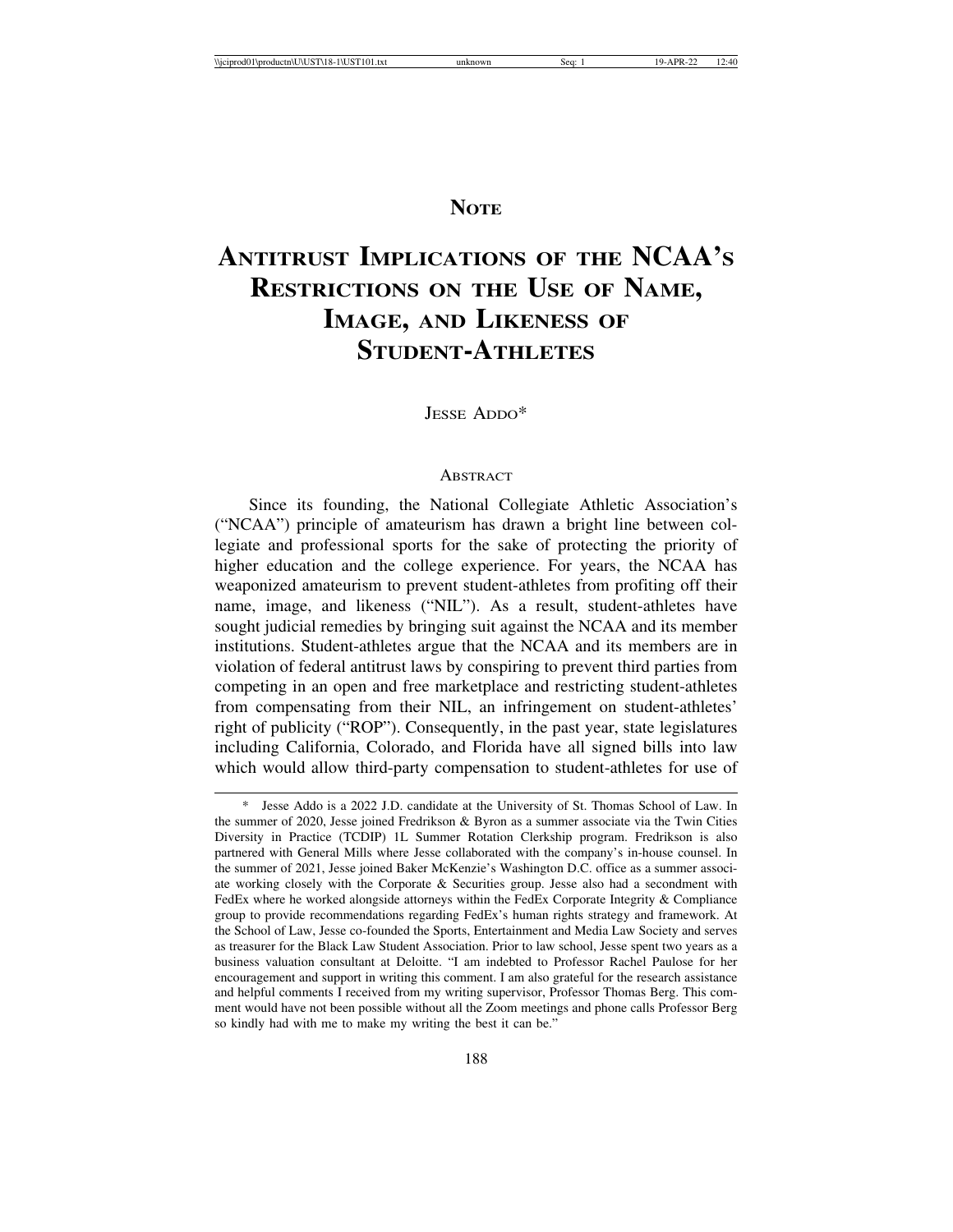**Note**

# Antitrust Implications of the NCAA's Restrictions on the Use of Name, Image, and Likeness of Student-Athletes

Jesse Addo*

## Abstract

Since its founding, the National Collegiate Athletic Association's ("NCAA") principle of amateurism has drawn a bright line between collegiate and professional sports for the sake of protecting the priority of higher education and the college experience. For years, the NCAA has weaponized amateurism to prevent student-athletes from profiting off their name, image, and likeness ("NIL"). As a result, student-athletes have sought judicial remedies by bringing suit against the NCAA and its member institutions. Student-athletes argue that the NCAA and its members are in violation of federal antitrust laws by conspiring to prevent third parties from competing in an open and free marketplace and restricting student-athletes from compensating from their NIL, an infringement on student-athletes' right of publicity ("ROP"). Consequently, in the past year, state legislatures including California, Colorado, and Florida have all signed bills into law which would allow third-party compensation to student-athletes for use of

---

\* Jesse Addo is a 2022 J.D. candidate at the University of St. Thomas School of Law. In the summer of 2020, Jesse joined Fredrikson & Byron as a summer associate via the Twin Cities Diversity in Practice (TCDIP) 1L Summer Rotation Clerkship program. Fredrikson is also partnered with General Mills where Jesse collaborated with the company's in-house counsel. In the summer of 2021, Jesse joined Baker McKenzie's Washington D.C. office as a summer associate working closely with the Corporate & Securities group. Jesse also had a secondment with FedEx where he worked alongside attorneys within the FedEx Corporate Integrity & Compliance group to provide recommendations regarding FedEx's human rights strategy and framework. At the School of Law, Jesse co-founded the Sports, Entertainment and Media Law Society and serves as treasurer for the Black Law Student Association. Prior to law school, Jesse spent two years as a business valuation consultant at Deloitte. "I am indebted to Professor Rachel Paulose for her encouragement and support in writing this comment. I am also grateful for the research assistance and helpful comments I received from my writing supervisor, Professor Thomas Berg. This comment would have not been possible without all the Zoom meetings and phone calls Professor Berg so kindly had with me to make my writing the best it can be."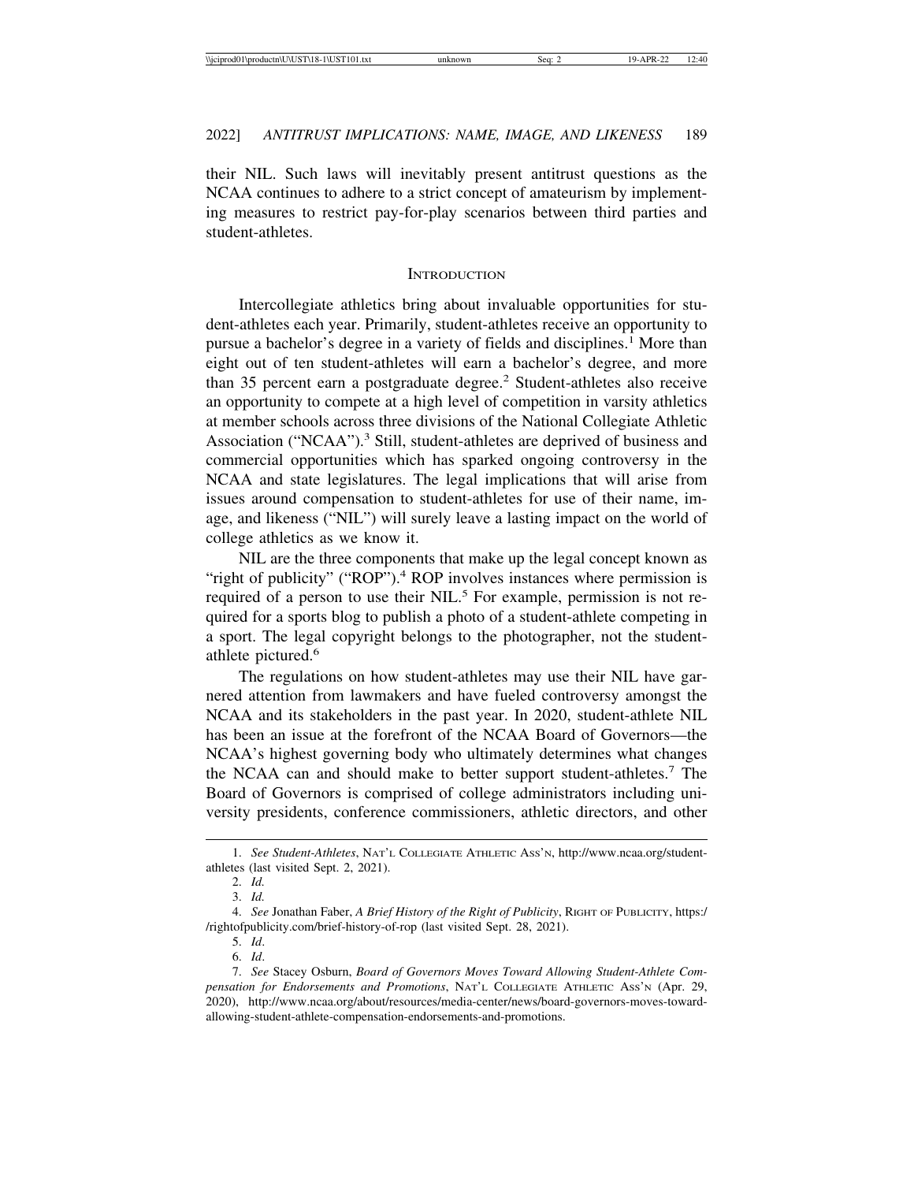their NIL. Such laws will inevitably present antitrust questions as the NCAA continues to adhere to a strict concept of amateurism by implementing measures to restrict pay-for-play scenarios between third parties and student-athletes.

## INTRODUCTION

Intercollegiate athletics bring about invaluable opportunities for student-athletes each year. Primarily, student-athletes receive an opportunity to pursue a bachelor's degree in a variety of fields and disciplines.[1] More than eight out of ten student-athletes will earn a bachelor's degree, and more than 35 percent earn a postgraduate degree.[2] Student-athletes also receive an opportunity to compete at a high level of competition in varsity athletics at member schools across three divisions of the National Collegiate Athletic Association ("NCAA").[3] Still, student-athletes are deprived of business and commercial opportunities which has sparked ongoing controversy in the NCAA and state legislatures. The legal implications that will arise from issues around compensation to student-athletes for use of their name, image, and likeness ("NIL") will surely leave a lasting impact on the world of college athletics as we know it.

NIL are the three components that make up the legal concept known as "right of publicity" ("ROP").[4] ROP involves instances where permission is required of a person to use their NIL.[5] For example, permission is not required for a sports blog to publish a photo of a student-athlete competing in a sport. The legal copyright belongs to the photographer, not the student-athlete pictured.[6]

The regulations on how student-athletes may use their NIL have garnered attention from lawmakers and have fueled controversy amongst the NCAA and its stakeholders in the past year. In 2020, student-athlete NIL has been an issue at the forefront of the NCAA Board of Governors—the NCAA's highest governing body who ultimately determines what changes the NCAA can and should make to better support student-athletes.[7] The Board of Governors is comprised of college administrators including university presidents, conference commissioners, athletic directors, and other

---

1. *See Student-Athletes*, NAT'L COLLEGIATE ATHLETIC ASS'N, http://www.ncaa.org/student-athletes (last visited Sept. 2, 2021).

2. *Id.*

3. *Id.*

4. *See* Jonathan Faber, *A Brief History of the Right of Publicity*, RIGHT OF PUBLICITY, https://rightofpublicity.com/brief-history-of-rop (last visited Sept. 28, 2021).

5. *Id*.

6. *Id*.

7. *See* Stacey Osburn, *Board of Governors Moves Toward Allowing Student-Athlete Compensation for Endorsements and Promotions*, NAT'L COLLEGIATE ATHLETIC ASS'N (Apr. 29, 2020), http://www.ncaa.org/about/resources/media-center/news/board-governors-moves-toward-allowing-student-athlete-compensation-endorsements-and-promotions.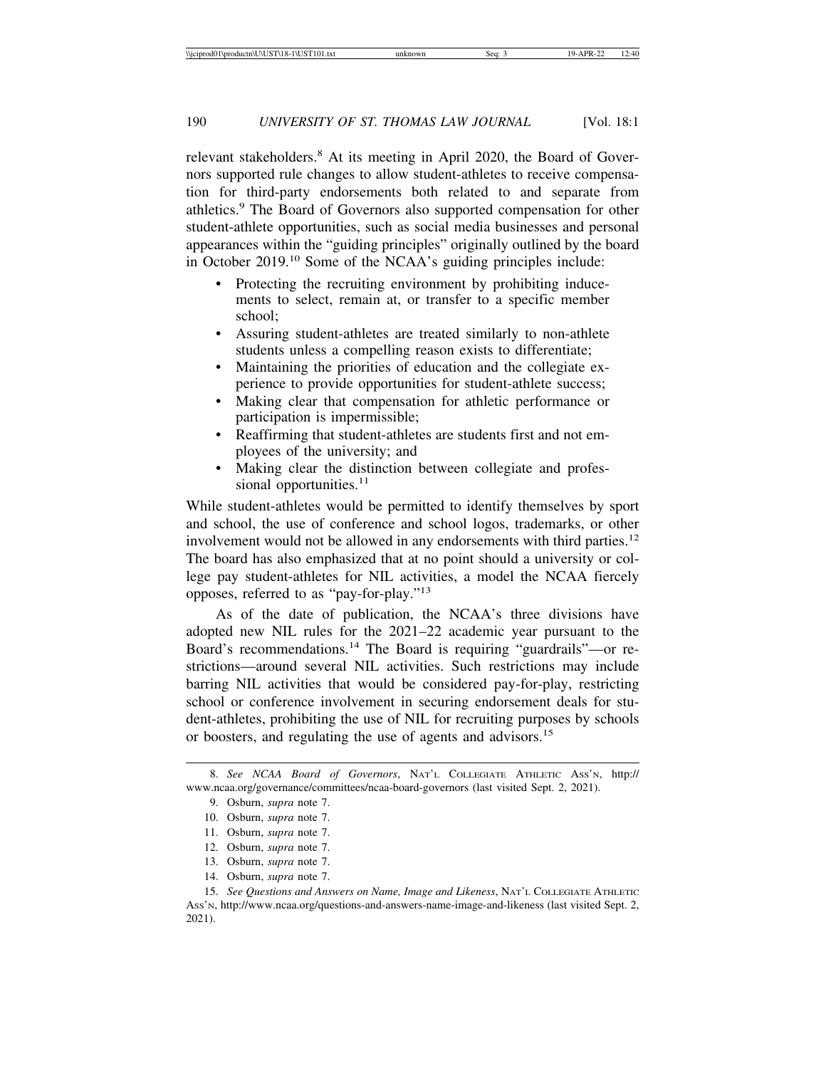relevant stakeholders.[8] At its meeting in April 2020, the Board of Governors supported rule changes to allow student-athletes to receive compensation for third-party endorsements both related to and separate from athletics.[9] The Board of Governors also supported compensation for other student-athlete opportunities, such as social media businesses and personal appearances within the "guiding principles" originally outlined by the board in October 2019.[10] Some of the NCAA's guiding principles include:

- Protecting the recruiting environment by prohibiting inducements to select, remain at, or transfer to a specific member school;
- Assuring student-athletes are treated similarly to non-athlete students unless a compelling reason exists to differentiate;
- Maintaining the priorities of education and the collegiate experience to provide opportunities for student-athlete success;
- Making clear that compensation for athletic performance or participation is impermissible;
- Reaffirming that student-athletes are students first and not employees of the university; and
- Making clear the distinction between collegiate and professional opportunities.[11]

While student-athletes would be permitted to identify themselves by sport and school, the use of conference and school logos, trademarks, or other involvement would not be allowed in any endorsements with third parties.[12] The board has also emphasized that at no point should a university or college pay student-athletes for NIL activities, a model the NCAA fiercely opposes, referred to as "pay-for-play."[13]

As of the date of publication, the NCAA's three divisions have adopted new NIL rules for the 2021–22 academic year pursuant to the Board's recommendations.[14] The Board is requiring "guardrails"—or restrictions—around several NIL activities. Such restrictions may include barring NIL activities that would be considered pay-for-play, restricting school or conference involvement in securing endorsement deals for student-athletes, prohibiting the use of NIL for recruiting purposes by schools or boosters, and regulating the use of agents and advisors.[15]

---

8. *See NCAA Board of Governors*, NAT'L COLLEGIATE ATHLETIC ASS'N, http://www.ncaa.org/governance/committees/ncaa-board-governors (last visited Sept. 2, 2021).
9. Osburn, *supra* note 7.
10. Osburn, *supra* note 7.
11. Osburn, *supra* note 7.
12. Osburn, *supra* note 7.
13. Osburn, *supra* note 7.
14. Osburn, *supra* note 7.
15. *See Questions and Answers on Name, Image and Likeness*, NAT'L COLLEGIATE ATHLETIC ASS'N, http://www.ncaa.org/questions-and-answers-name-image-and-likeness (last visited Sept. 2, 2021).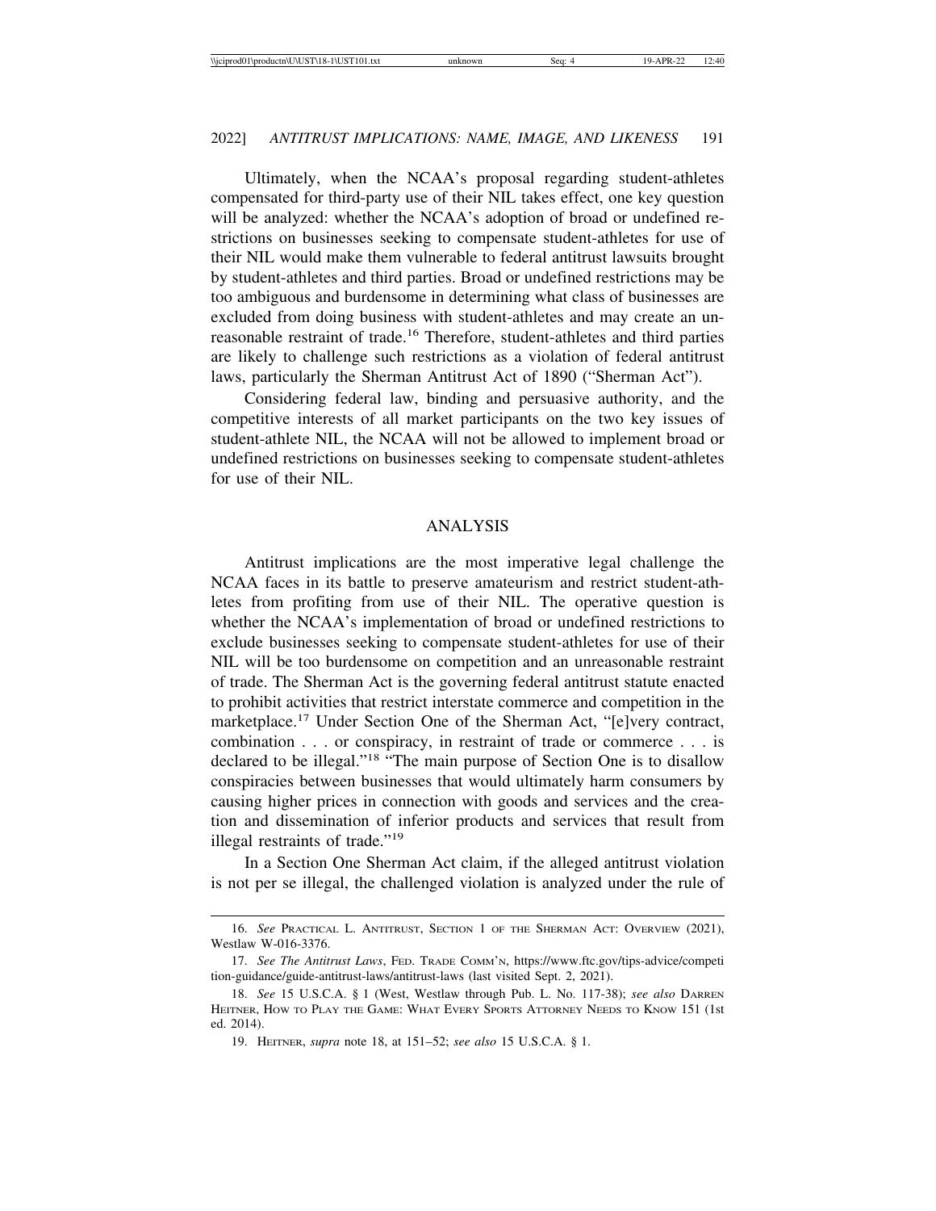Ultimately, when the NCAA's proposal regarding student-athletes compensated for third-party use of their NIL takes effect, one key question will be analyzed: whether the NCAA's adoption of broad or undefined restrictions on businesses seeking to compensate student-athletes for use of their NIL would make them vulnerable to federal antitrust lawsuits brought by student-athletes and third parties. Broad or undefined restrictions may be too ambiguous and burdensome in determining what class of businesses are excluded from doing business with student-athletes and may create an unreasonable restraint of trade.[16] Therefore, student-athletes and third parties are likely to challenge such restrictions as a violation of federal antitrust laws, particularly the Sherman Antitrust Act of 1890 ("Sherman Act").

Considering federal law, binding and persuasive authority, and the competitive interests of all market participants on the two key issues of student-athlete NIL, the NCAA will not be allowed to implement broad or undefined restrictions on businesses seeking to compensate student-athletes for use of their NIL.

## ANALYSIS

Antitrust implications are the most imperative legal challenge the NCAA faces in its battle to preserve amateurism and restrict student-athletes from profiting from use of their NIL. The operative question is whether the NCAA's implementation of broad or undefined restrictions to exclude businesses seeking to compensate student-athletes for use of their NIL will be too burdensome on competition and an unreasonable restraint of trade. The Sherman Act is the governing federal antitrust statute enacted to prohibit activities that restrict interstate commerce and competition in the marketplace.[17] Under Section One of the Sherman Act, "[e]very contract, combination . . . or conspiracy, in restraint of trade or commerce . . . is declared to be illegal."[18] "The main purpose of Section One is to disallow conspiracies between businesses that would ultimately harm consumers by causing higher prices in connection with goods and services and the creation and dissemination of inferior products and services that result from illegal restraints of trade."[19]

In a Section One Sherman Act claim, if the alleged antitrust violation is not per se illegal, the challenged violation is analyzed under the rule of

---

16. *See* Practical L. Antitrust, Section 1 of the Sherman Act: Overview (2021), Westlaw W-016-3376.

17. *See The Antitrust Laws*, Fed. Trade Comm'n, https://www.ftc.gov/tips-advice/competition-guidance/guide-antitrust-laws/antitrust-laws (last visited Sept. 2, 2021).

18. *See* 15 U.S.C.A. § 1 (West, Westlaw through Pub. L. No. 117-38); *see also* Darren Heitner, How to Play the Game: What Every Sports Attorney Needs to Know 151 (1st ed. 2014).

19. Heitner, *supra* note 18, at 151–52; *see also* 15 U.S.C.A. § 1.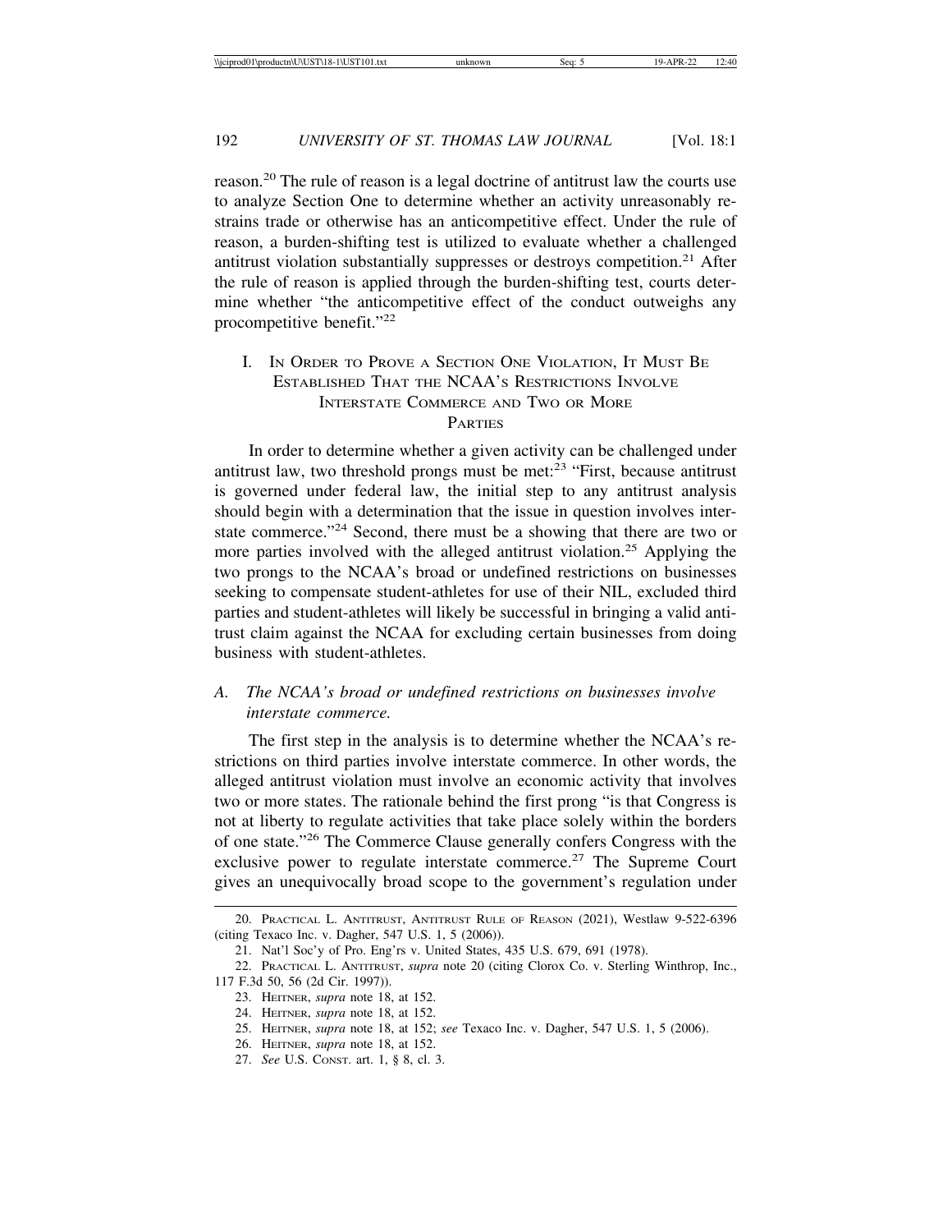reason.[20] The rule of reason is a legal doctrine of antitrust law the courts use to analyze Section One to determine whether an activity unreasonably restrains trade or otherwise has an anticompetitive effect. Under the rule of reason, a burden-shifting test is utilized to evaluate whether a challenged antitrust violation substantially suppresses or destroys competition.[21] After the rule of reason is applied through the burden-shifting test, courts determine whether "the anticompetitive effect of the conduct outweighs any procompetitive benefit."[22]

## I. In Order to Prove a Section One Violation, It Must Be Established That the NCAA's Restrictions Involve Interstate Commerce and Two or More Parties

In order to determine whether a given activity can be challenged under antitrust law, two threshold prongs must be met:[23] "First, because antitrust is governed under federal law, the initial step to any antitrust analysis should begin with a determination that the issue in question involves interstate commerce."[24] Second, there must be a showing that there are two or more parties involved with the alleged antitrust violation.[25] Applying the two prongs to the NCAA's broad or undefined restrictions on businesses seeking to compensate student-athletes for use of their NIL, excluded third parties and student-athletes will likely be successful in bringing a valid antitrust claim against the NCAA for excluding certain businesses from doing business with student-athletes.

### A. *The NCAA's broad or undefined restrictions on businesses involve interstate commerce.*

The first step in the analysis is to determine whether the NCAA's restrictions on third parties involve interstate commerce. In other words, the alleged antitrust violation must involve an economic activity that involves two or more states. The rationale behind the first prong "is that Congress is not at liberty to regulate activities that take place solely within the borders of one state."[26] The Commerce Clause generally confers Congress with the exclusive power to regulate interstate commerce.[27] The Supreme Court gives an unequivocally broad scope to the government's regulation under

---

20. Practical L. Antitrust, Antitrust Rule of Reason (2021), Westlaw 9-522-6396 (citing Texaco Inc. v. Dagher, 547 U.S. 1, 5 (2006)).

21. Nat'l Soc'y of Pro. Eng'rs v. United States, 435 U.S. 679, 691 (1978).

22. Practical L. Antitrust, *supra* note 20 (citing Clorox Co. v. Sterling Winthrop, Inc., 117 F.3d 50, 56 (2d Cir. 1997)).

23. Heitner, *supra* note 18, at 152.

24. Heitner, *supra* note 18, at 152.

25. Heitner, *supra* note 18, at 152; *see* Texaco Inc. v. Dagher, 547 U.S. 1, 5 (2006).

26. Heitner, *supra* note 18, at 152.

27. *See* U.S. Const. art. 1, § 8, cl. 3.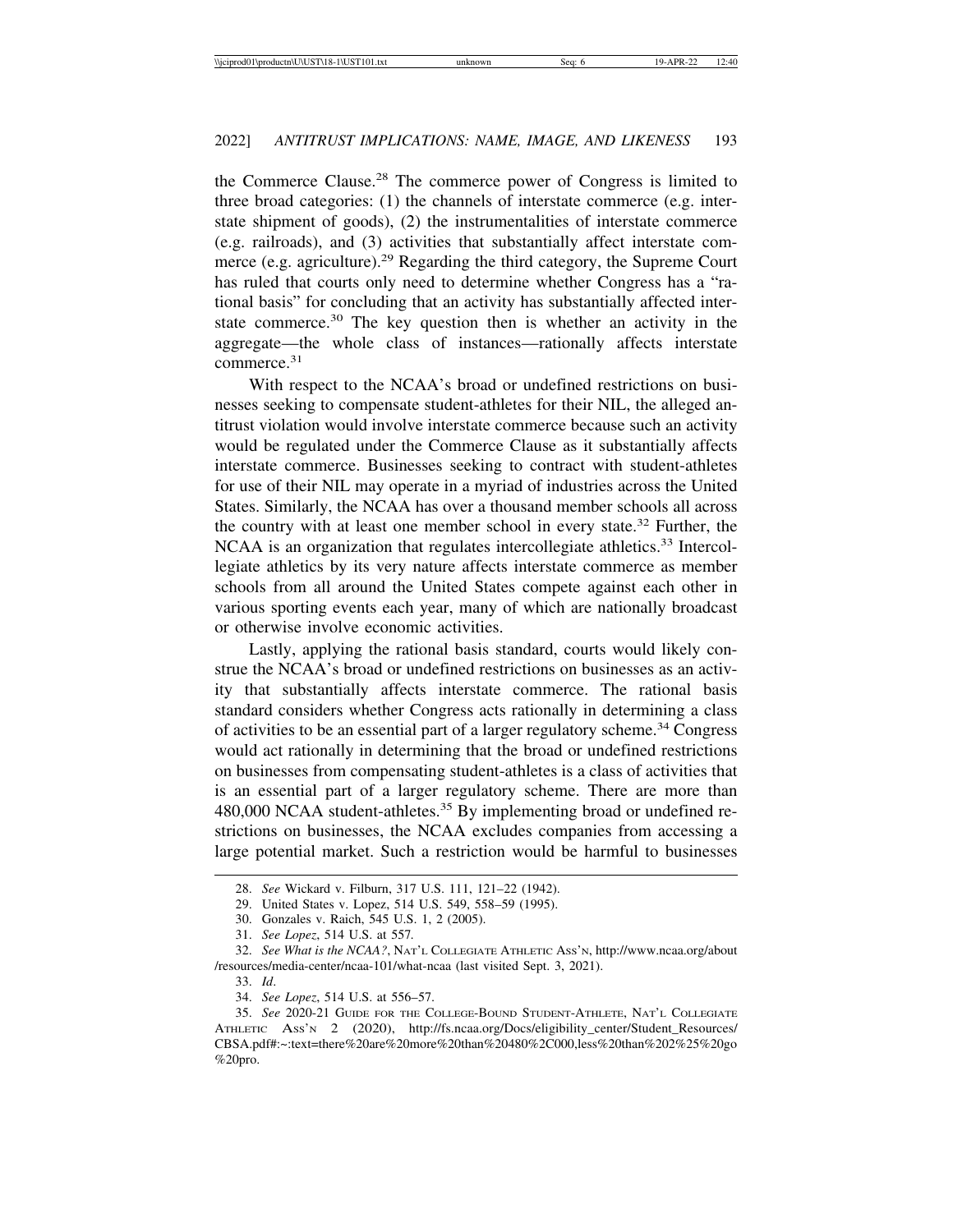the Commerce Clause.[28] The commerce power of Congress is limited to three broad categories: (1) the channels of interstate commerce (e.g. interstate shipment of goods), (2) the instrumentalities of interstate commerce (e.g. railroads), and (3) activities that substantially affect interstate commerce (e.g. agriculture).[29] Regarding the third category, the Supreme Court has ruled that courts only need to determine whether Congress has a "rational basis" for concluding that an activity has substantially affected interstate commerce.[30] The key question then is whether an activity in the aggregate—the whole class of instances—rationally affects interstate commerce.[31]

With respect to the NCAA's broad or undefined restrictions on businesses seeking to compensate student-athletes for their NIL, the alleged antitrust violation would involve interstate commerce because such an activity would be regulated under the Commerce Clause as it substantially affects interstate commerce. Businesses seeking to contract with student-athletes for use of their NIL may operate in a myriad of industries across the United States. Similarly, the NCAA has over a thousand member schools all across the country with at least one member school in every state.[32] Further, the NCAA is an organization that regulates intercollegiate athletics.[33] Intercollegiate athletics by its very nature affects interstate commerce as member schools from all around the United States compete against each other in various sporting events each year, many of which are nationally broadcast or otherwise involve economic activities.

Lastly, applying the rational basis standard, courts would likely construe the NCAA's broad or undefined restrictions on businesses as an activity that substantially affects interstate commerce. The rational basis standard considers whether Congress acts rationally in determining a class of activities to be an essential part of a larger regulatory scheme.[34] Congress would act rationally in determining that the broad or undefined restrictions on businesses from compensating student-athletes is a class of activities that is an essential part of a larger regulatory scheme. There are more than 480,000 NCAA student-athletes.[35] By implementing broad or undefined restrictions on businesses, the NCAA excludes companies from accessing a large potential market. Such a restriction would be harmful to businesses

28. *See* Wickard v. Filburn, 317 U.S. 111, 121–22 (1942).

29. United States v. Lopez, 514 U.S. 549, 558–59 (1995).

30. Gonzales v. Raich, 545 U.S. 1, 2 (2005).

31. *See Lopez*, 514 U.S. at 557.

32. *See What is the NCAA?*, NAT'L COLLEGIATE ATHLETIC ASS'N, http://www.ncaa.org/about/resources/media-center/ncaa-101/what-ncaa (last visited Sept. 3, 2021).

33. *Id*.

34. *See Lopez*, 514 U.S. at 556–57.

35. *See* 2020-21 GUIDE FOR THE COLLEGE-BOUND STUDENT-ATHLETE, NAT'L COLLEGIATE ATHLETIC ASS'N 2 (2020), http://fs.ncaa.org/Docs/eligibility_center/Student_Resources/CBSA.pdf#:~:text=there%20are%20more%20than%20480%2C000,less%20than%202%25%20go%20pro.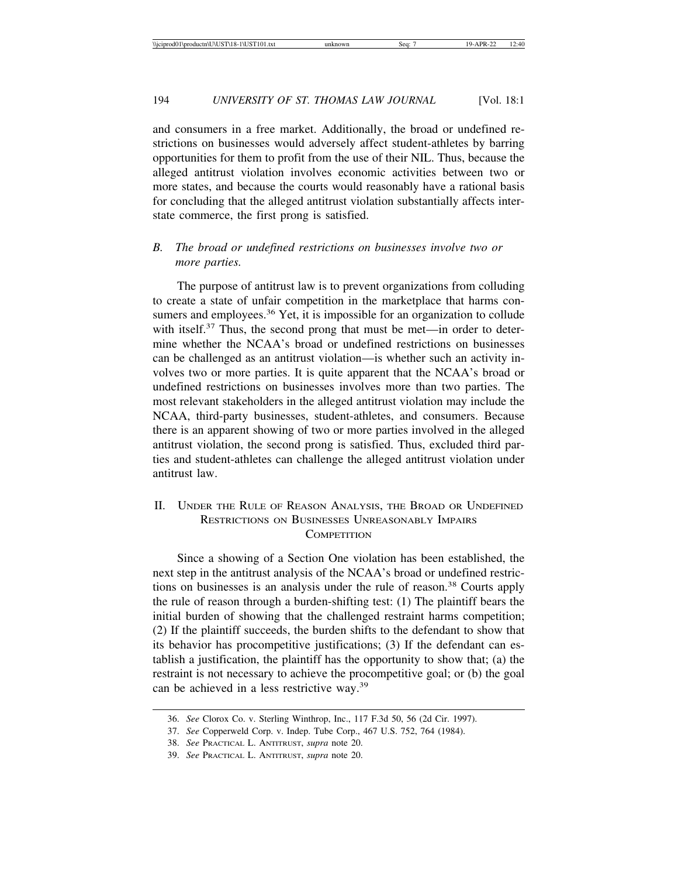and consumers in a free market. Additionally, the broad or undefined restrictions on businesses would adversely affect student-athletes by barring opportunities for them to profit from the use of their NIL. Thus, because the alleged antitrust violation involves economic activities between two or more states, and because the courts would reasonably have a rational basis for concluding that the alleged antitrust violation substantially affects interstate commerce, the first prong is satisfied.

### B. *The broad or undefined restrictions on businesses involve two or more parties.*

The purpose of antitrust law is to prevent organizations from colluding to create a state of unfair competition in the marketplace that harms consumers and employees.[36] Yet, it is impossible for an organization to collude with itself.[37] Thus, the second prong that must be met—in order to determine whether the NCAA's broad or undefined restrictions on businesses can be challenged as an antitrust violation—is whether such an activity involves two or more parties. It is quite apparent that the NCAA's broad or undefined restrictions on businesses involves more than two parties. The most relevant stakeholders in the alleged antitrust violation may include the NCAA, third-party businesses, student-athletes, and consumers. Because there is an apparent showing of two or more parties involved in the alleged antitrust violation, the second prong is satisfied. Thus, excluded third parties and student-athletes can challenge the alleged antitrust violation under antitrust law.

## II. Under the Rule of Reason Analysis, the Broad or Undefined Restrictions on Businesses Unreasonably Impairs Competition

Since a showing of a Section One violation has been established, the next step in the antitrust analysis of the NCAA's broad or undefined restrictions on businesses is an analysis under the rule of reason.[38] Courts apply the rule of reason through a burden-shifting test: (1) The plaintiff bears the initial burden of showing that the challenged restraint harms competition; (2) If the plaintiff succeeds, the burden shifts to the defendant to show that its behavior has procompetitive justifications; (3) If the defendant can establish a justification, the plaintiff has the opportunity to show that; (a) the restraint is not necessary to achieve the procompetitive goal; or (b) the goal can be achieved in a less restrictive way.[39]

36. *See* Clorox Co. v. Sterling Winthrop, Inc., 117 F.3d 50, 56 (2d Cir. 1997).

37. *See* Copperweld Corp. v. Indep. Tube Corp., 467 U.S. 752, 764 (1984).

38. *See* Practical L. Antitrust, *supra* note 20.

39. *See* Practical L. Antitrust, *supra* note 20.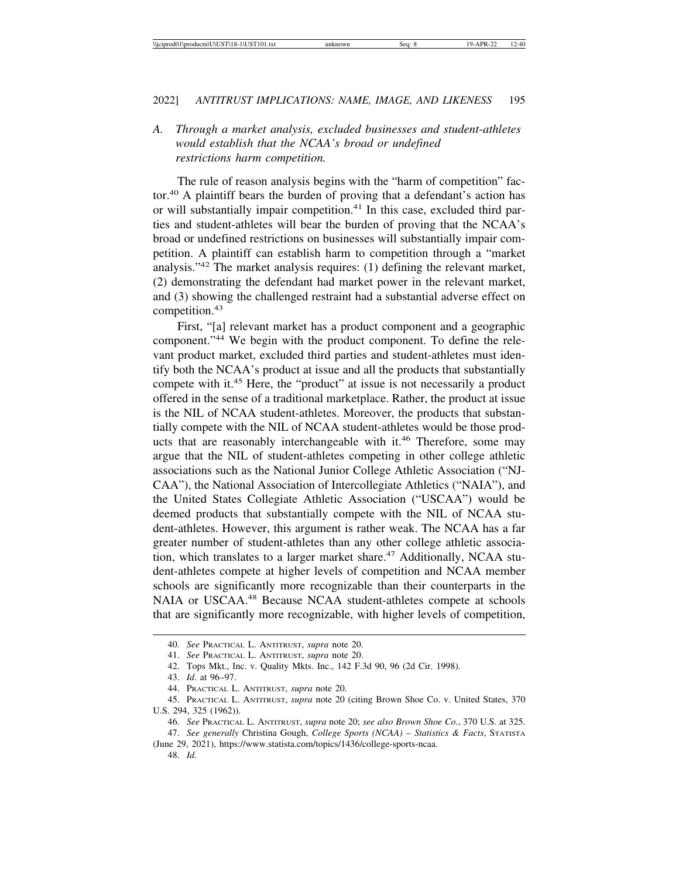### A. *Through a market analysis, excluded businesses and student-athletes would establish that the NCAA's broad or undefined restrictions harm competition.*

The rule of reason analysis begins with the "harm of competition" factor.[40] A plaintiff bears the burden of proving that a defendant's action has or will substantially impair competition.[41] In this case, excluded third parties and student-athletes will bear the burden of proving that the NCAA's broad or undefined restrictions on businesses will substantially impair competition. A plaintiff can establish harm to competition through a "market analysis."[42] The market analysis requires: (1) defining the relevant market, (2) demonstrating the defendant had market power in the relevant market, and (3) showing the challenged restraint had a substantial adverse effect on competition.[43]

First, "[a] relevant market has a product component and a geographic component."[44] We begin with the product component. To define the relevant product market, excluded third parties and student-athletes must identify both the NCAA's product at issue and all the products that substantially compete with it.[45] Here, the "product" at issue is not necessarily a product offered in the sense of a traditional marketplace. Rather, the product at issue is the NIL of NCAA student-athletes. Moreover, the products that substantially compete with the NIL of NCAA student-athletes would be those products that are reasonably interchangeable with it.[46] Therefore, some may argue that the NIL of student-athletes competing in other college athletic associations such as the National Junior College Athletic Association ("NJCAA"), the National Association of Intercollegiate Athletics ("NAIA"), and the United States Collegiate Athletic Association ("USCAA") would be deemed products that substantially compete with the NIL of NCAA student-athletes. However, this argument is rather weak. The NCAA has a far greater number of student-athletes than any other college athletic association, which translates to a larger market share.[47] Additionally, NCAA student-athletes compete at higher levels of competition and NCAA member schools are significantly more recognizable than their counterparts in the NAIA or USCAA.[48] Because NCAA student-athletes compete at schools that are significantly more recognizable, with higher levels of competition,

---

40. *See* PRACTICAL L. ANTITRUST, *supra* note 20.

41. *See* PRACTICAL L. ANTITRUST, *supra* note 20.

42. Tops Mkt., Inc. v. Quality Mkts. Inc., 142 F.3d 90, 96 (2d Cir. 1998).

43. *Id*. at 96–97.

44. PRACTICAL L. ANTITRUST, *supra* note 20.

45. PRACTICAL L. ANTITRUST, *supra* note 20 (citing Brown Shoe Co. v. United States, 370 U.S. 294, 325 (1962)).

46. *See* PRACTICAL L. ANTITRUST, *supra* note 20; *see also Brown Shoe Co.*, 370 U.S. at 325.

47. *See generally* Christina Gough, *College Sports (NCAA) – Statistics & Facts*, STATISTA (June 29, 2021), https://www.statista.com/topics/1436/college-sports-ncaa.

48. *Id.*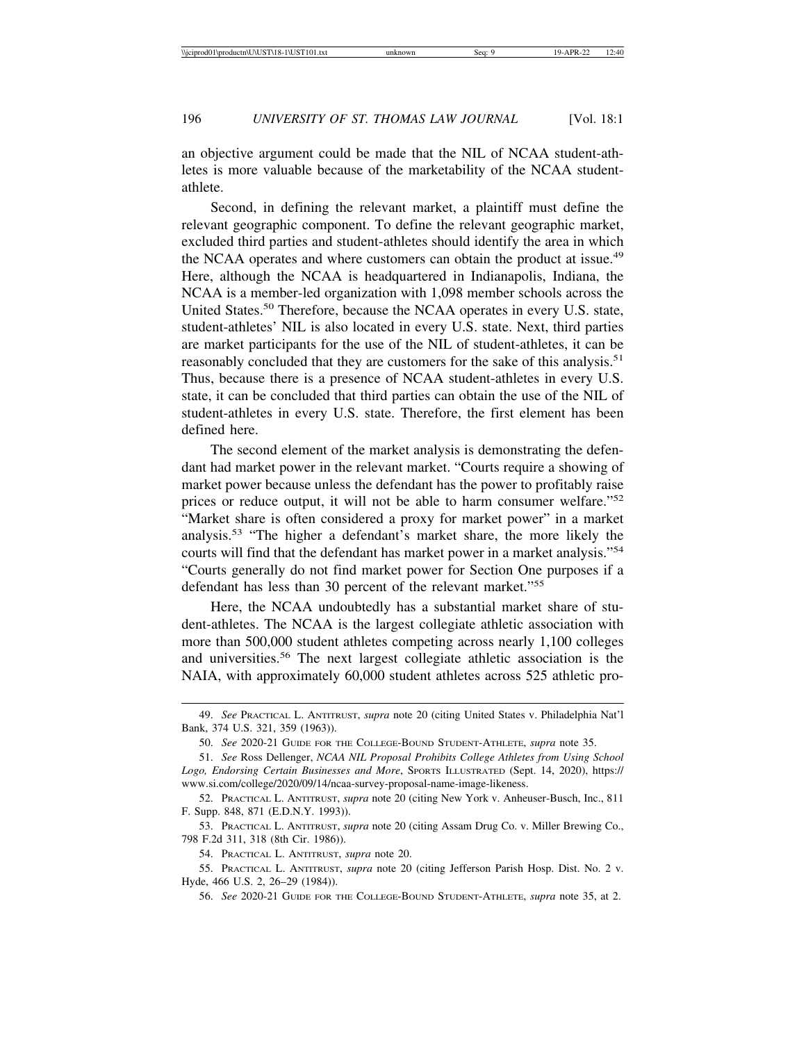an objective argument could be made that the NIL of NCAA student-athletes is more valuable because of the marketability of the NCAA student-athlete.

Second, in defining the relevant market, a plaintiff must define the relevant geographic component. To define the relevant geographic market, excluded third parties and student-athletes should identify the area in which the NCAA operates and where customers can obtain the product at issue.[49] Here, although the NCAA is headquartered in Indianapolis, Indiana, the NCAA is a member-led organization with 1,098 member schools across the United States.[50] Therefore, because the NCAA operates in every U.S. state, student-athletes' NIL is also located in every U.S. state. Next, third parties are market participants for the use of the NIL of student-athletes, it can be reasonably concluded that they are customers for the sake of this analysis.[51] Thus, because there is a presence of NCAA student-athletes in every U.S. state, it can be concluded that third parties can obtain the use of the NIL of student-athletes in every U.S. state. Therefore, the first element has been defined here.

The second element of the market analysis is demonstrating the defendant had market power in the relevant market. "Courts require a showing of market power because unless the defendant has the power to profitably raise prices or reduce output, it will not be able to harm consumer welfare."[52] "Market share is often considered a proxy for market power" in a market analysis.[53] "The higher a defendant's market share, the more likely the courts will find that the defendant has market power in a market analysis."[54] "Courts generally do not find market power for Section One purposes if a defendant has less than 30 percent of the relevant market."[55]

Here, the NCAA undoubtedly has a substantial market share of student-athletes. The NCAA is the largest collegiate athletic association with more than 500,000 student athletes competing across nearly 1,100 colleges and universities.[56] The next largest collegiate athletic association is the NAIA, with approximately 60,000 student athletes across 525 athletic pro-

---

49. *See* Practical L. Antitrust, *supra* note 20 (citing United States v. Philadelphia Nat'l Bank, 374 U.S. 321, 359 (1963)).

50. *See* 2020-21 Guide for the College-Bound Student-Athlete, *supra* note 35.

51. *See* Ross Dellenger, *NCAA NIL Proposal Prohibits College Athletes from Using School Logo, Endorsing Certain Businesses and More*, Sports Illustrated (Sept. 14, 2020), https://www.si.com/college/2020/09/14/ncaa-survey-proposal-name-image-likeness.

52. Practical L. Antitrust, *supra* note 20 (citing New York v. Anheuser-Busch, Inc., 811 F. Supp. 848, 871 (E.D.N.Y. 1993)).

53. Practical L. Antitrust, *supra* note 20 (citing Assam Drug Co. v. Miller Brewing Co., 798 F.2d 311, 318 (8th Cir. 1986)).

54. Practical L. Antitrust, *supra* note 20.

55. Practical L. Antitrust, *supra* note 20 (citing Jefferson Parish Hosp. Dist. No. 2 v. Hyde, 466 U.S. 2, 26–29 (1984)).

56. *See* 2020-21 Guide for the College-Bound Student-Athlete, *supra* note 35, at 2.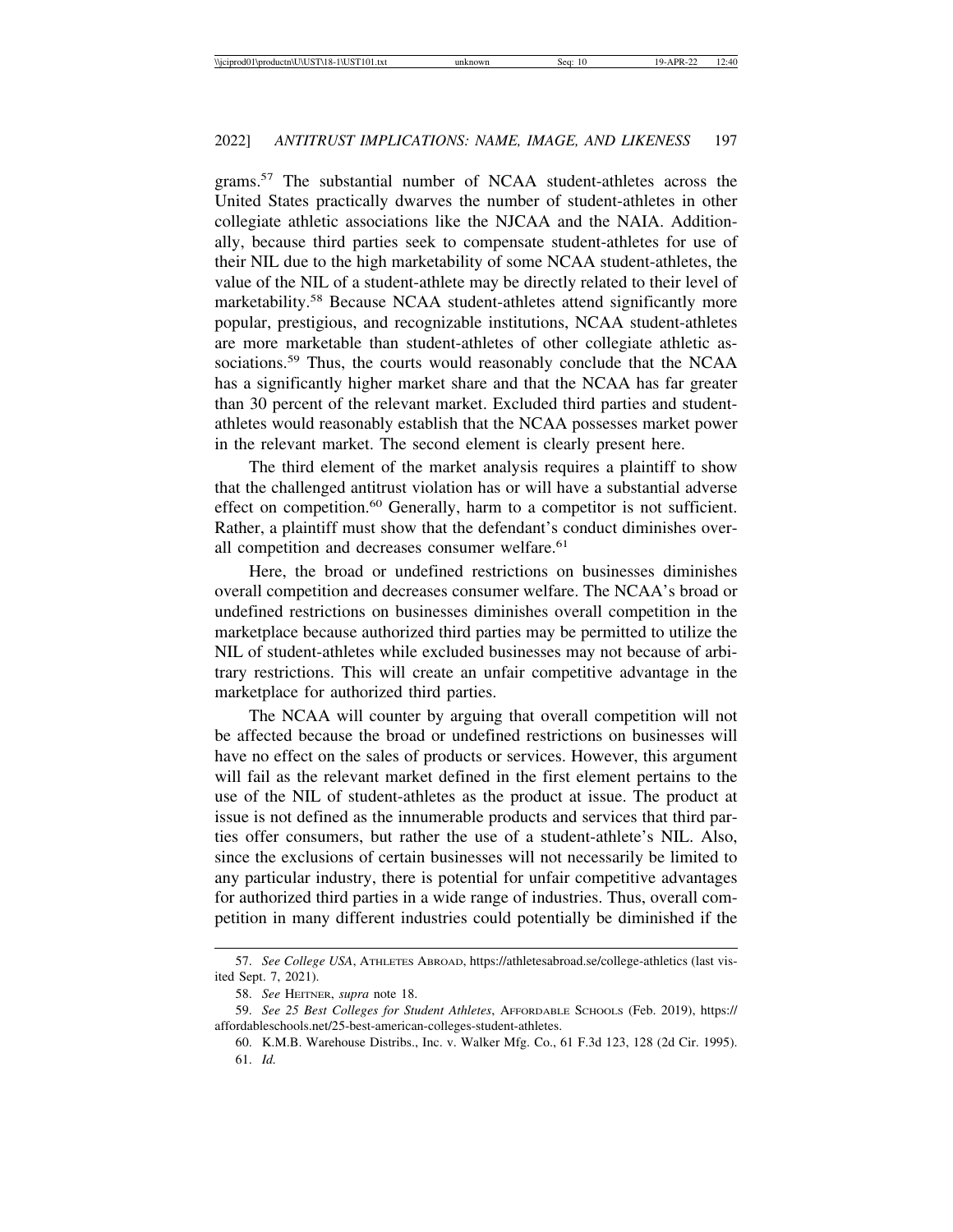grams.[57] The substantial number of NCAA student-athletes across the United States practically dwarves the number of student-athletes in other collegiate athletic associations like the NJCAA and the NAIA. Additionally, because third parties seek to compensate student-athletes for use of their NIL due to the high marketability of some NCAA student-athletes, the value of the NIL of a student-athlete may be directly related to their level of marketability.[58] Because NCAA student-athletes attend significantly more popular, prestigious, and recognizable institutions, NCAA student-athletes are more marketable than student-athletes of other collegiate athletic associations.[59] Thus, the courts would reasonably conclude that the NCAA has a significantly higher market share and that the NCAA has far greater than 30 percent of the relevant market. Excluded third parties and student-athletes would reasonably establish that the NCAA possesses market power in the relevant market. The second element is clearly present here.

The third element of the market analysis requires a plaintiff to show that the challenged antitrust violation has or will have a substantial adverse effect on competition.[60] Generally, harm to a competitor is not sufficient. Rather, a plaintiff must show that the defendant's conduct diminishes overall competition and decreases consumer welfare.[61]

Here, the broad or undefined restrictions on businesses diminishes overall competition and decreases consumer welfare. The NCAA's broad or undefined restrictions on businesses diminishes overall competition in the marketplace because authorized third parties may be permitted to utilize the NIL of student-athletes while excluded businesses may not because of arbitrary restrictions. This will create an unfair competitive advantage in the marketplace for authorized third parties.

The NCAA will counter by arguing that overall competition will not be affected because the broad or undefined restrictions on businesses will have no effect on the sales of products or services. However, this argument will fail as the relevant market defined in the first element pertains to the use of the NIL of student-athletes as the product at issue. The product at issue is not defined as the innumerable products and services that third parties offer consumers, but rather the use of a student-athlete's NIL. Also, since the exclusions of certain businesses will not necessarily be limited to any particular industry, there is potential for unfair competitive advantages for authorized third parties in a wide range of industries. Thus, overall competition in many different industries could potentially be diminished if the

---

57. *See College USA*, ATHLETES ABROAD, https://athletesabroad.se/college-athletics (last visited Sept. 7, 2021).

58. *See* HEITNER, *supra* note 18.

59. *See 25 Best Colleges for Student Athletes*, AFFORDABLE SCHOOLS (Feb. 2019), https://affordableschools.net/25-best-american-colleges-student-athletes.

60. K.M.B. Warehouse Distribs., Inc. v. Walker Mfg. Co., 61 F.3d 123, 128 (2d Cir. 1995).

61. *Id.*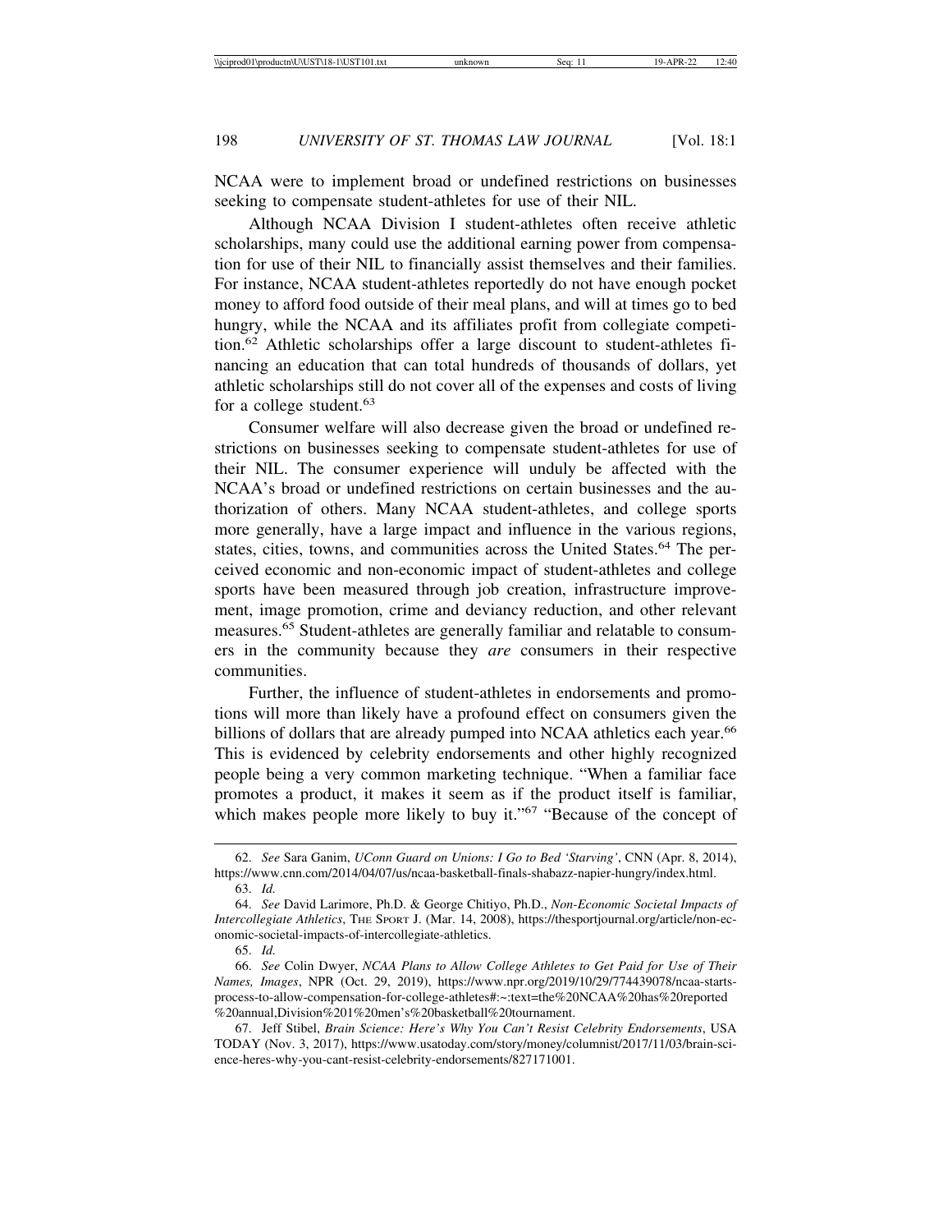NCAA were to implement broad or undefined restrictions on businesses seeking to compensate student-athletes for use of their NIL.

Although NCAA Division I student-athletes often receive athletic scholarships, many could use the additional earning power from compensation for use of their NIL to financially assist themselves and their families. For instance, NCAA student-athletes reportedly do not have enough pocket money to afford food outside of their meal plans, and will at times go to bed hungry, while the NCAA and its affiliates profit from collegiate competition.[62] Athletic scholarships offer a large discount to student-athletes financing an education that can total hundreds of thousands of dollars, yet athletic scholarships still do not cover all of the expenses and costs of living for a college student.[63]

Consumer welfare will also decrease given the broad or undefined restrictions on businesses seeking to compensate student-athletes for use of their NIL. The consumer experience will unduly be affected with the NCAA's broad or undefined restrictions on certain businesses and the authorization of others. Many NCAA student-athletes, and college sports more generally, have a large impact and influence in the various regions, states, cities, towns, and communities across the United States.[64] The perceived economic and non-economic impact of student-athletes and college sports have been measured through job creation, infrastructure improvement, image promotion, crime and deviancy reduction, and other relevant measures.[65] Student-athletes are generally familiar and relatable to consumers in the community because they *are* consumers in their respective communities.

Further, the influence of student-athletes in endorsements and promotions will more than likely have a profound effect on consumers given the billions of dollars that are already pumped into NCAA athletics each year.[66] This is evidenced by celebrity endorsements and other highly recognized people being a very common marketing technique. "When a familiar face promotes a product, it makes it seem as if the product itself is familiar, which makes people more likely to buy it."[67] "Because of the concept of

---

62. *See* Sara Ganim, *UConn Guard on Unions: I Go to Bed 'Starving'*, CNN (Apr. 8, 2014), https://www.cnn.com/2014/04/07/us/ncaa-basketball-finals-shabazz-napier-hungry/index.html.

63. *Id.*

64. *See* David Larimore, Ph.D. & George Chitiyo, Ph.D., *Non-Economic Societal Impacts of Intercollegiate Athletics*, The Sport J. (Mar. 14, 2008), https://thesportjournal.org/article/non-economic-societal-impacts-of-intercollegiate-athletics.

65. *Id.*

66. *See* Colin Dwyer, *NCAA Plans to Allow College Athletes to Get Paid for Use of Their Names, Images*, NPR (Oct. 29, 2019), https://www.npr.org/2019/10/29/774439078/ncaa-starts-process-to-allow-compensation-for-college-athletes#:~:text=the%20NCAA%20has%20reported%20annual,Division%201%20men's%20basketball%20tournament.

67. Jeff Stibel, *Brain Science: Here's Why You Can't Resist Celebrity Endorsements*, USA TODAY (Nov. 3, 2017), https://www.usatoday.com/story/money/columnist/2017/11/03/brain-science-heres-why-you-cant-resist-celebrity-endorsements/827171001.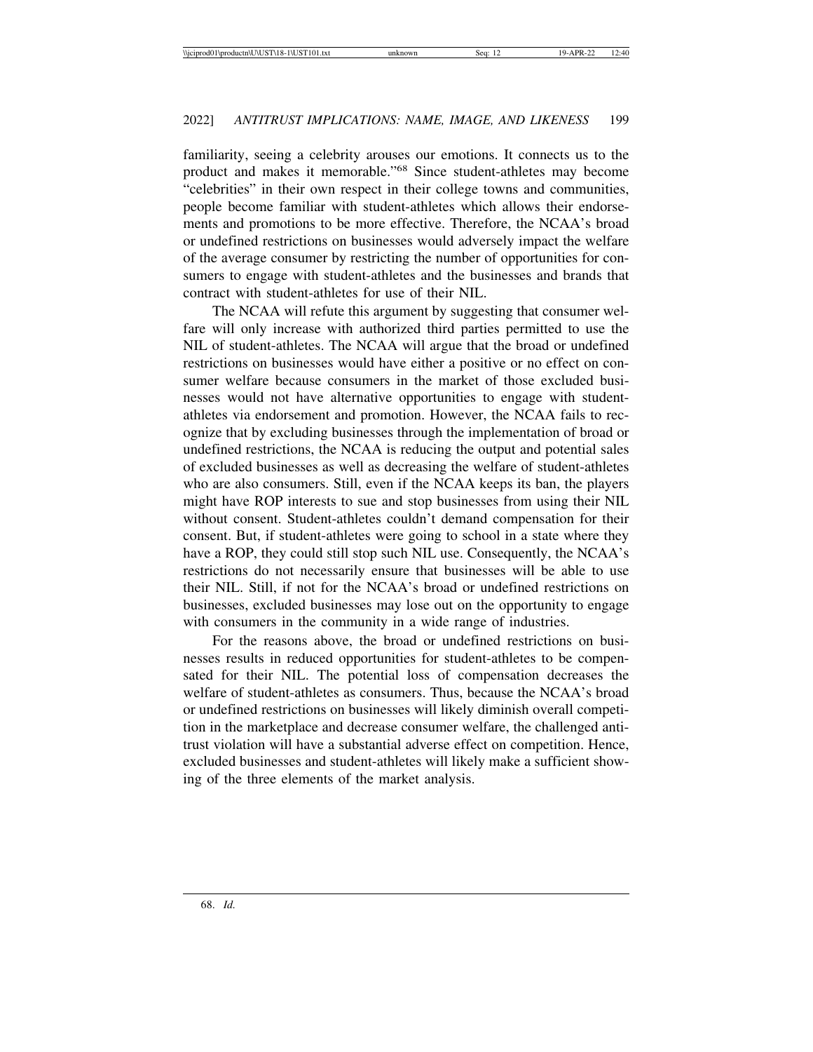familiarity, seeing a celebrity arouses our emotions. It connects us to the product and makes it memorable."[68] Since student-athletes may become "celebrities" in their own respect in their college towns and communities, people become familiar with student-athletes which allows their endorsements and promotions to be more effective. Therefore, the NCAA's broad or undefined restrictions on businesses would adversely impact the welfare of the average consumer by restricting the number of opportunities for consumers to engage with student-athletes and the businesses and brands that contract with student-athletes for use of their NIL.

The NCAA will refute this argument by suggesting that consumer welfare will only increase with authorized third parties permitted to use the NIL of student-athletes. The NCAA will argue that the broad or undefined restrictions on businesses would have either a positive or no effect on consumer welfare because consumers in the market of those excluded businesses would not have alternative opportunities to engage with student-athletes via endorsement and promotion. However, the NCAA fails to recognize that by excluding businesses through the implementation of broad or undefined restrictions, the NCAA is reducing the output and potential sales of excluded businesses as well as decreasing the welfare of student-athletes who are also consumers. Still, even if the NCAA keeps its ban, the players might have ROP interests to sue and stop businesses from using their NIL without consent. Student-athletes couldn't demand compensation for their consent. But, if student-athletes were going to school in a state where they have a ROP, they could still stop such NIL use. Consequently, the NCAA's restrictions do not necessarily ensure that businesses will be able to use their NIL. Still, if not for the NCAA's broad or undefined restrictions on businesses, excluded businesses may lose out on the opportunity to engage with consumers in the community in a wide range of industries.

For the reasons above, the broad or undefined restrictions on businesses results in reduced opportunities for student-athletes to be compensated for their NIL. The potential loss of compensation decreases the welfare of student-athletes as consumers. Thus, because the NCAA's broad or undefined restrictions on businesses will likely diminish overall competition in the marketplace and decrease consumer welfare, the challenged antitrust violation will have a substantial adverse effect on competition. Hence, excluded businesses and student-athletes will likely make a sufficient showing of the three elements of the market analysis.

68. *Id.*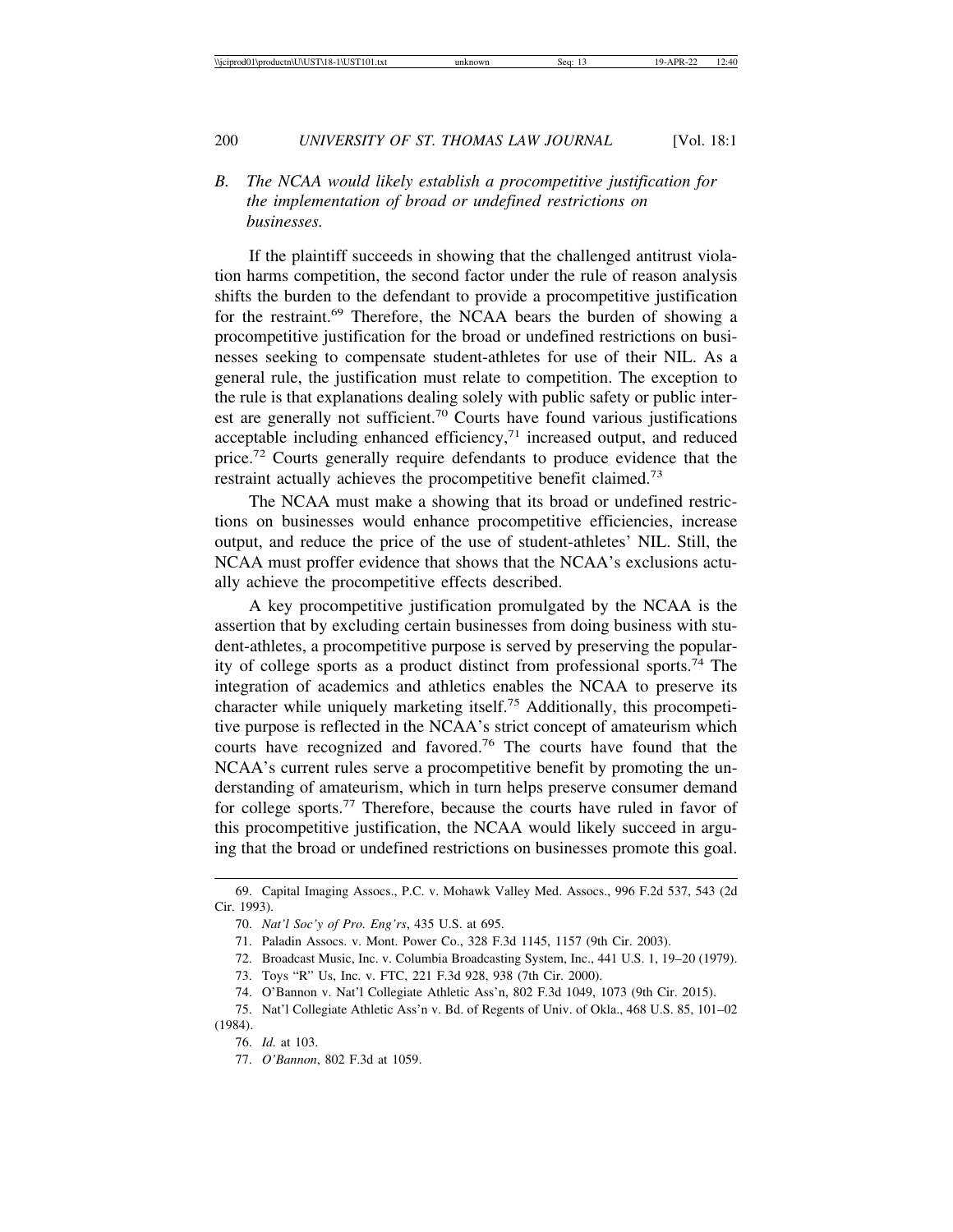### B. *The NCAA would likely establish a procompetitive justification for the implementation of broad or undefined restrictions on businesses.*

If the plaintiff succeeds in showing that the challenged antitrust violation harms competition, the second factor under the rule of reason analysis shifts the burden to the defendant to provide a procompetitive justification for the restraint.[69] Therefore, the NCAA bears the burden of showing a procompetitive justification for the broad or undefined restrictions on businesses seeking to compensate student-athletes for use of their NIL. As a general rule, the justification must relate to competition. The exception to the rule is that explanations dealing solely with public safety or public interest are generally not sufficient.[70] Courts have found various justifications acceptable including enhanced efficiency,[71] increased output, and reduced price.[72] Courts generally require defendants to produce evidence that the restraint actually achieves the procompetitive benefit claimed.[73]

The NCAA must make a showing that its broad or undefined restrictions on businesses would enhance procompetitive efficiencies, increase output, and reduce the price of the use of student-athletes' NIL. Still, the NCAA must proffer evidence that shows that the NCAA's exclusions actually achieve the procompetitive effects described.

A key procompetitive justification promulgated by the NCAA is the assertion that by excluding certain businesses from doing business with student-athletes, a procompetitive purpose is served by preserving the popularity of college sports as a product distinct from professional sports.[74] The integration of academics and athletics enables the NCAA to preserve its character while uniquely marketing itself.[75] Additionally, this procompetitive purpose is reflected in the NCAA's strict concept of amateurism which courts have recognized and favored.[76] The courts have found that the NCAA's current rules serve a procompetitive benefit by promoting the understanding of amateurism, which in turn helps preserve consumer demand for college sports.[77] Therefore, because the courts have ruled in favor of this procompetitive justification, the NCAA would likely succeed in arguing that the broad or undefined restrictions on businesses promote this goal.

---

69. Capital Imaging Assocs., P.C. v. Mohawk Valley Med. Assocs., 996 F.2d 537, 543 (2d Cir. 1993).

70. *Nat'l Soc'y of Pro. Eng'rs*, 435 U.S. at 695.

71. Paladin Assocs. v. Mont. Power Co., 328 F.3d 1145, 1157 (9th Cir. 2003).

72. Broadcast Music, Inc. v. Columbia Broadcasting System, Inc., 441 U.S. 1, 19–20 (1979).

73. Toys "R" Us, Inc. v. FTC, 221 F.3d 928, 938 (7th Cir. 2000).

74. O'Bannon v. Nat'l Collegiate Athletic Ass'n, 802 F.3d 1049, 1073 (9th Cir. 2015).

75. Nat'l Collegiate Athletic Ass'n v. Bd. of Regents of Univ. of Okla., 468 U.S. 85, 101–02 (1984).

76. *Id.* at 103.

77. *O'Bannon*, 802 F.3d at 1059.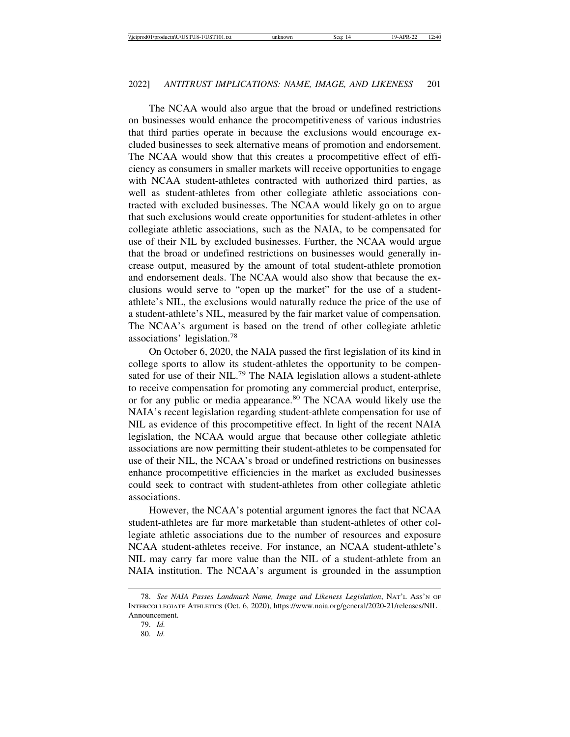The NCAA would also argue that the broad or undefined restrictions on businesses would enhance the procompetitiveness of various industries that third parties operate in because the exclusions would encourage excluded businesses to seek alternative means of promotion and endorsement. The NCAA would show that this creates a procompetitive effect of efficiency as consumers in smaller markets will receive opportunities to engage with NCAA student-athletes contracted with authorized third parties, as well as student-athletes from other collegiate athletic associations contracted with excluded businesses. The NCAA would likely go on to argue that such exclusions would create opportunities for student-athletes in other collegiate athletic associations, such as the NAIA, to be compensated for use of their NIL by excluded businesses. Further, the NCAA would argue that the broad or undefined restrictions on businesses would generally increase output, measured by the amount of total student-athlete promotion and endorsement deals. The NCAA would also show that because the exclusions would serve to "open up the market" for the use of a student-athlete's NIL, the exclusions would naturally reduce the price of the use of a student-athlete's NIL, measured by the fair market value of compensation. The NCAA's argument is based on the trend of other collegiate athletic associations' legislation.[78]

On October 6, 2020, the NAIA passed the first legislation of its kind in college sports to allow its student-athletes the opportunity to be compensated for use of their NIL.[79] The NAIA legislation allows a student-athlete to receive compensation for promoting any commercial product, enterprise, or for any public or media appearance.[80] The NCAA would likely use the NAIA's recent legislation regarding student-athlete compensation for use of NIL as evidence of this procompetitive effect. In light of the recent NAIA legislation, the NCAA would argue that because other collegiate athletic associations are now permitting their student-athletes to be compensated for use of their NIL, the NCAA's broad or undefined restrictions on businesses enhance procompetitive efficiencies in the market as excluded businesses could seek to contract with student-athletes from other collegiate athletic associations.

However, the NCAA's potential argument ignores the fact that NCAA student-athletes are far more marketable than student-athletes of other collegiate athletic associations due to the number of resources and exposure NCAA student-athletes receive. For instance, an NCAA student-athlete's NIL may carry far more value than the NIL of a student-athlete from an NAIA institution. The NCAA's argument is grounded in the assumption

---

78. *See NAIA Passes Landmark Name, Image and Likeness Legislation*, NAT'L ASS'N OF INTERCOLLEGIATE ATHLETICS (Oct. 6, 2020), https://www.naia.org/general/2020-21/releases/NIL_Announcement.

79. *Id.*

80. *Id.*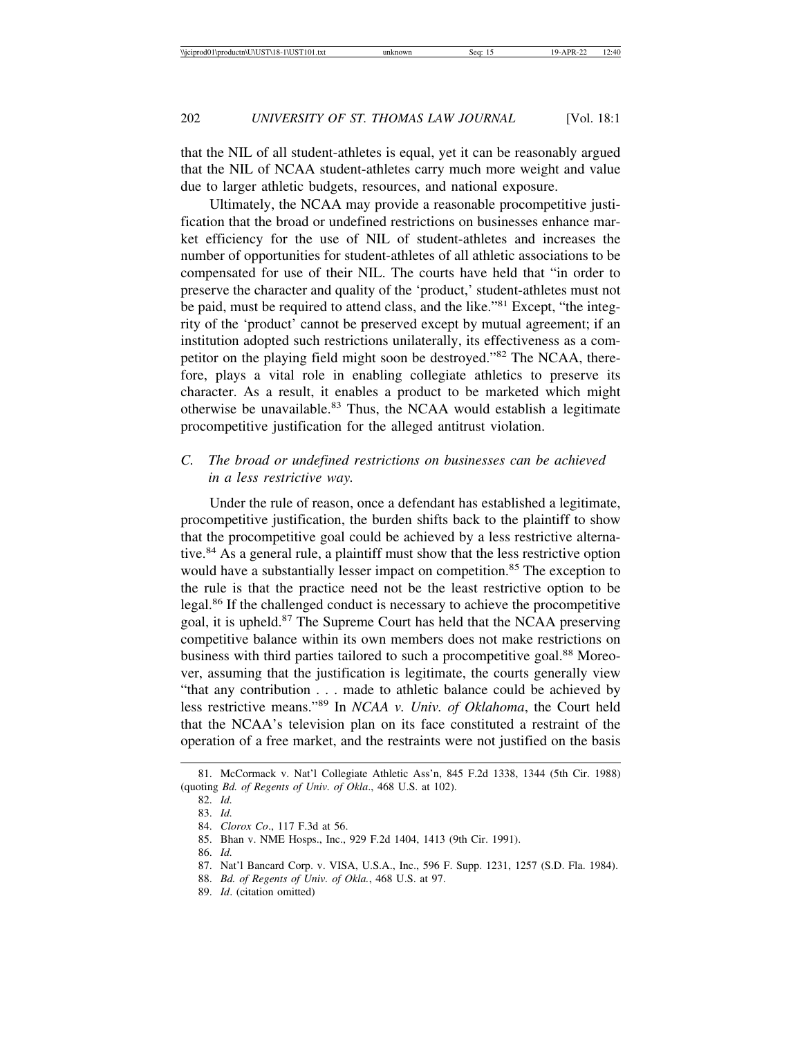that the NIL of all student-athletes is equal, yet it can be reasonably argued that the NIL of NCAA student-athletes carry much more weight and value due to larger athletic budgets, resources, and national exposure.

Ultimately, the NCAA may provide a reasonable procompetitive justification that the broad or undefined restrictions on businesses enhance market efficiency for the use of NIL of student-athletes and increases the number of opportunities for student-athletes of all athletic associations to be compensated for use of their NIL. The courts have held that "in order to preserve the character and quality of the 'product,' student-athletes must not be paid, must be required to attend class, and the like."[81] Except, "the integrity of the 'product' cannot be preserved except by mutual agreement; if an institution adopted such restrictions unilaterally, its effectiveness as a competitor on the playing field might soon be destroyed."[82] The NCAA, therefore, plays a vital role in enabling collegiate athletics to preserve its character. As a result, it enables a product to be marketed which might otherwise be unavailable.[83] Thus, the NCAA would establish a legitimate procompetitive justification for the alleged antitrust violation.

### C. *The broad or undefined restrictions on businesses can be achieved in a less restrictive way.*

Under the rule of reason, once a defendant has established a legitimate, procompetitive justification, the burden shifts back to the plaintiff to show that the procompetitive goal could be achieved by a less restrictive alternative.[84] As a general rule, a plaintiff must show that the less restrictive option would have a substantially lesser impact on competition.[85] The exception to the rule is that the practice need not be the least restrictive option to be legal.[86] If the challenged conduct is necessary to achieve the procompetitive goal, it is upheld.[87] The Supreme Court has held that the NCAA preserving competitive balance within its own members does not make restrictions on business with third parties tailored to such a procompetitive goal.[88] Moreover, assuming that the justification is legitimate, the courts generally view "that any contribution . . . made to athletic balance could be achieved by less restrictive means."[89] In *NCAA v. Univ. of Oklahoma*, the Court held that the NCAA's television plan on its face constituted a restraint of the operation of a free market, and the restraints were not justified on the basis

---

81. McCormack v. Nat'l Collegiate Athletic Ass'n, 845 F.2d 1338, 1344 (5th Cir. 1988) (quoting *Bd. of Regents of Univ. of Okla*., 468 U.S. at 102).

82. *Id.*

83. *Id.*

84. *Clorox Co*., 117 F.3d at 56.

85. Bhan v. NME Hosps., Inc., 929 F.2d 1404, 1413 (9th Cir. 1991).

86. *Id.*

87. Nat'l Bancard Corp. v. VISA, U.S.A., Inc., 596 F. Supp. 1231, 1257 (S.D. Fla. 1984).

88. *Bd. of Regents of Univ. of Okla.*, 468 U.S. at 97.

89. *Id*. (citation omitted)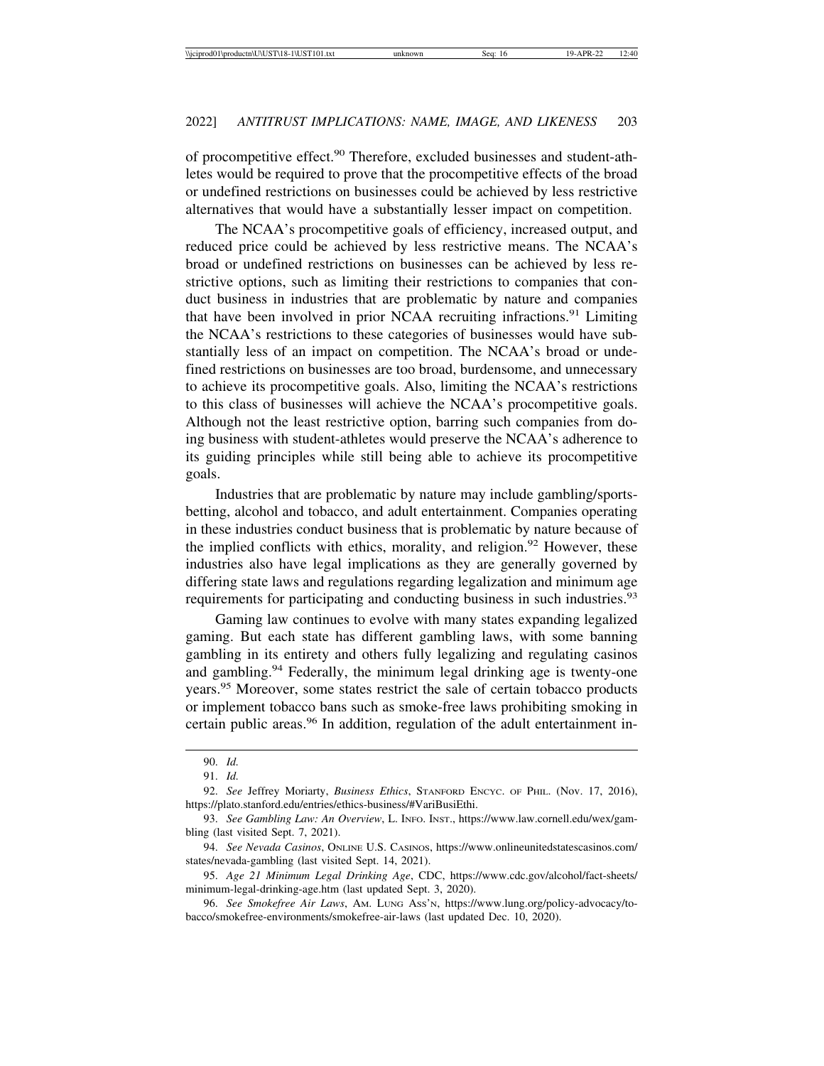of procompetitive effect.[90] Therefore, excluded businesses and student-athletes would be required to prove that the procompetitive effects of the broad or undefined restrictions on businesses could be achieved by less restrictive alternatives that would have a substantially lesser impact on competition.

The NCAA's procompetitive goals of efficiency, increased output, and reduced price could be achieved by less restrictive means. The NCAA's broad or undefined restrictions on businesses can be achieved by less restrictive options, such as limiting their restrictions to companies that conduct business in industries that are problematic by nature and companies that have been involved in prior NCAA recruiting infractions.[91] Limiting the NCAA's restrictions to these categories of businesses would have substantially less of an impact on competition. The NCAA's broad or undefined restrictions on businesses are too broad, burdensome, and unnecessary to achieve its procompetitive goals. Also, limiting the NCAA's restrictions to this class of businesses will achieve the NCAA's procompetitive goals. Although not the least restrictive option, barring such companies from doing business with student-athletes would preserve the NCAA's adherence to its guiding principles while still being able to achieve its procompetitive goals.

Industries that are problematic by nature may include gambling/sports-betting, alcohol and tobacco, and adult entertainment. Companies operating in these industries conduct business that is problematic by nature because of the implied conflicts with ethics, morality, and religion.[92] However, these industries also have legal implications as they are generally governed by differing state laws and regulations regarding legalization and minimum age requirements for participating and conducting business in such industries.[93]

Gaming law continues to evolve with many states expanding legalized gaming. But each state has different gambling laws, with some banning gambling in its entirety and others fully legalizing and regulating casinos and gambling.[94] Federally, the minimum legal drinking age is twenty-one years.[95] Moreover, some states restrict the sale of certain tobacco products or implement tobacco bans such as smoke-free laws prohibiting smoking in certain public areas.[96] In addition, regulation of the adult entertainment in-

---

90. *Id.*

91. *Id.*

92. *See* Jeffrey Moriarty, *Business Ethics*, STANFORD ENCYC. OF PHIL. (Nov. 17, 2016), https://plato.stanford.edu/entries/ethics-business/#VariBusiEthi.

93. *See Gambling Law: An Overview*, L. INFO. INST., https://www.law.cornell.edu/wex/gambling (last visited Sept. 7, 2021).

94. *See Nevada Casinos*, ONLINE U.S. CASINOS, https://www.onlineunitedstatescasinos.com/states/nevada-gambling (last visited Sept. 14, 2021).

95. *Age 21 Minimum Legal Drinking Age*, CDC, https://www.cdc.gov/alcohol/fact-sheets/minimum-legal-drinking-age.htm (last updated Sept. 3, 2020).

96. *See Smokefree Air Laws*, AM. LUNG ASS'N, https://www.lung.org/policy-advocacy/tobacco/smokefree-environments/smokefree-air-laws (last updated Dec. 10, 2020).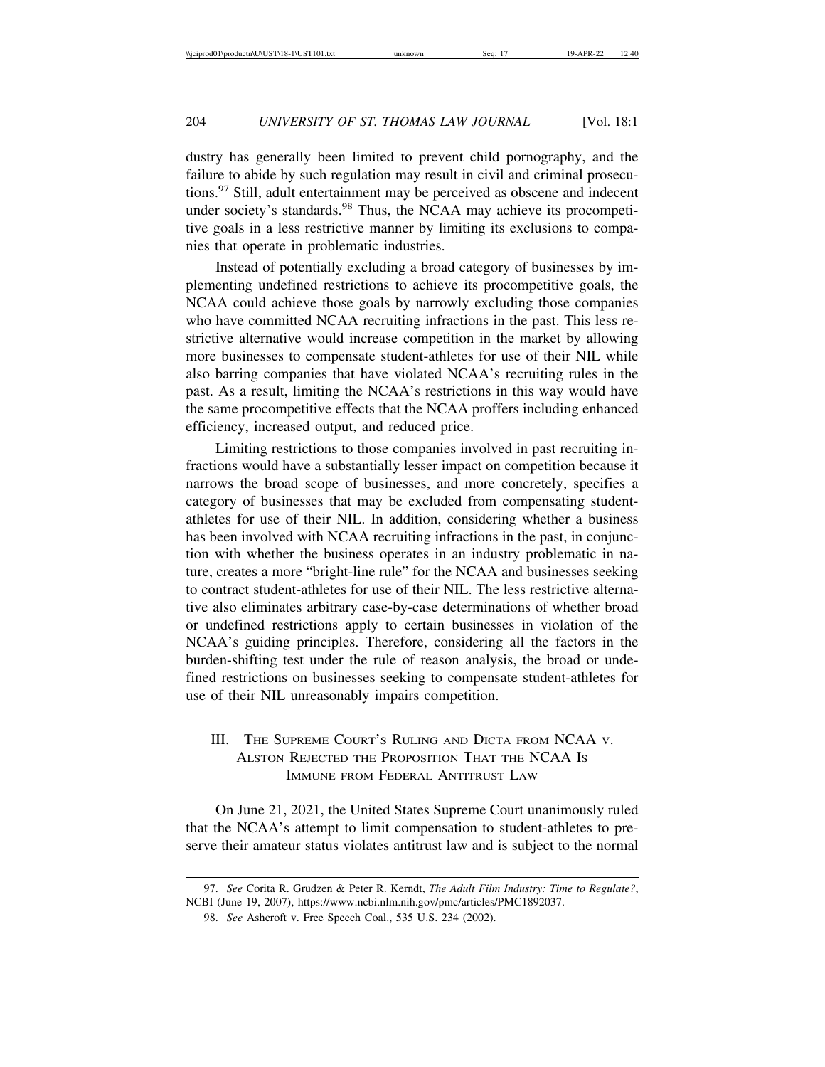dustry has generally been limited to prevent child pornography, and the failure to abide by such regulation may result in civil and criminal prosecutions.[97] Still, adult entertainment may be perceived as obscene and indecent under society's standards.[98] Thus, the NCAA may achieve its procompetitive goals in a less restrictive manner by limiting its exclusions to companies that operate in problematic industries.

Instead of potentially excluding a broad category of businesses by implementing undefined restrictions to achieve its procompetitive goals, the NCAA could achieve those goals by narrowly excluding those companies who have committed NCAA recruiting infractions in the past. This less restrictive alternative would increase competition in the market by allowing more businesses to compensate student-athletes for use of their NIL while also barring companies that have violated NCAA's recruiting rules in the past. As a result, limiting the NCAA's restrictions in this way would have the same procompetitive effects that the NCAA proffers including enhanced efficiency, increased output, and reduced price.

Limiting restrictions to those companies involved in past recruiting infractions would have a substantially lesser impact on competition because it narrows the broad scope of businesses, and more concretely, specifies a category of businesses that may be excluded from compensating student-athletes for use of their NIL. In addition, considering whether a business has been involved with NCAA recruiting infractions in the past, in conjunction with whether the business operates in an industry problematic in nature, creates a more "bright-line rule" for the NCAA and businesses seeking to contract student-athletes for use of their NIL. The less restrictive alternative also eliminates arbitrary case-by-case determinations of whether broad or undefined restrictions apply to certain businesses in violation of the NCAA's guiding principles. Therefore, considering all the factors in the burden-shifting test under the rule of reason analysis, the broad or undefined restrictions on businesses seeking to compensate student-athletes for use of their NIL unreasonably impairs competition.

## III. The Supreme Court's Ruling and Dicta from NCAA v. Alston Rejected the Proposition That the NCAA Is Immune from Federal Antitrust Law

On June 21, 2021, the United States Supreme Court unanimously ruled that the NCAA's attempt to limit compensation to student-athletes to preserve their amateur status violates antitrust law and is subject to the normal

---

97. *See* Corita R. Grudzen & Peter R. Kerndt, *The Adult Film Industry: Time to Regulate?*, NCBI (June 19, 2007), https://www.ncbi.nlm.nih.gov/pmc/articles/PMC1892037.

98. *See* Ashcroft v. Free Speech Coal., 535 U.S. 234 (2002).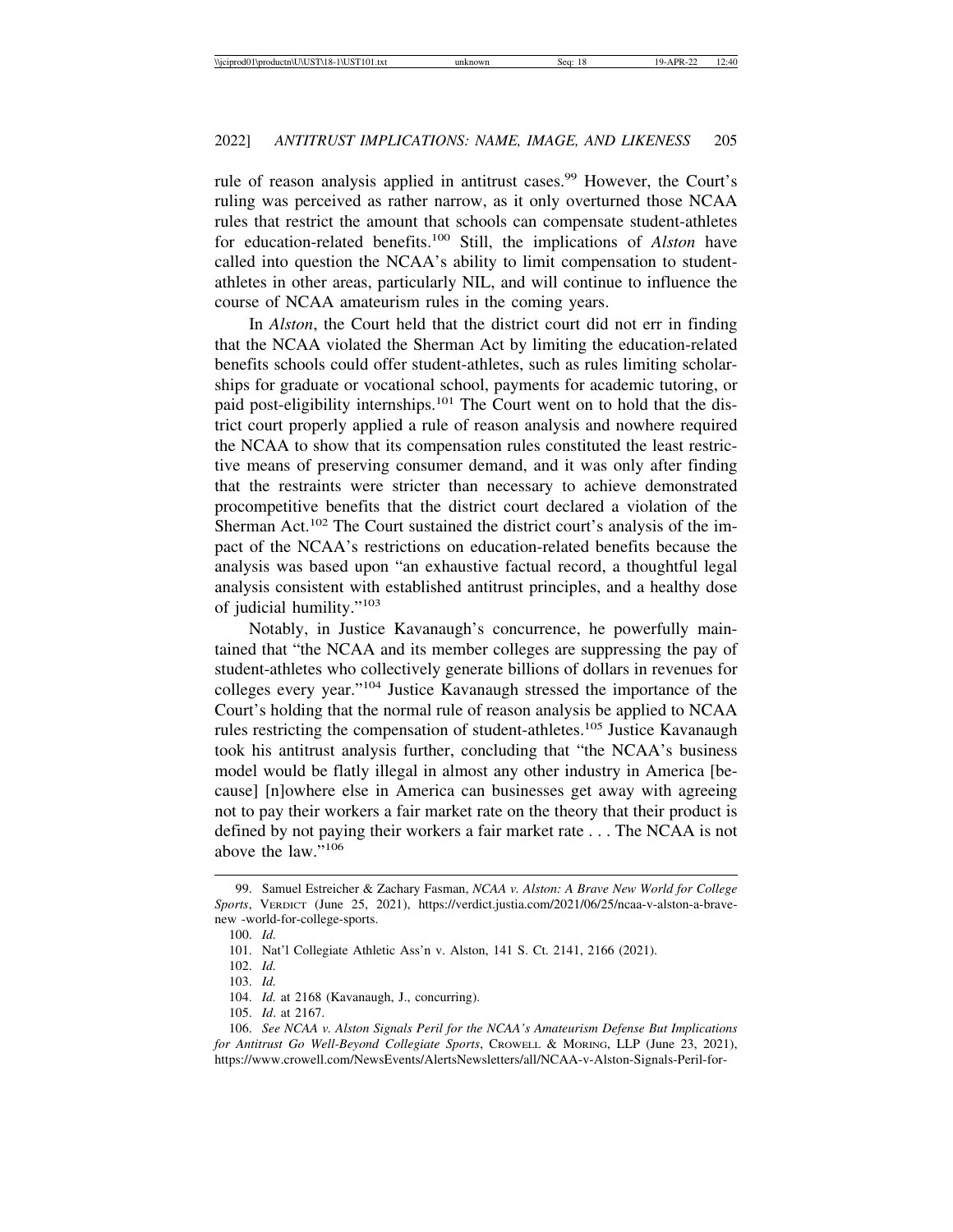rule of reason analysis applied in antitrust cases.[99] However, the Court's ruling was perceived as rather narrow, as it only overturned those NCAA rules that restrict the amount that schools can compensate student-athletes for education-related benefits.[100] Still, the implications of *Alston* have called into question the NCAA's ability to limit compensation to student-athletes in other areas, particularly NIL, and will continue to influence the course of NCAA amateurism rules in the coming years.

In *Alston*, the Court held that the district court did not err in finding that the NCAA violated the Sherman Act by limiting the education-related benefits schools could offer student-athletes, such as rules limiting scholarships for graduate or vocational school, payments for academic tutoring, or paid post-eligibility internships.[101] The Court went on to hold that the district court properly applied a rule of reason analysis and nowhere required the NCAA to show that its compensation rules constituted the least restrictive means of preserving consumer demand, and it was only after finding that the restraints were stricter than necessary to achieve demonstrated procompetitive benefits that the district court declared a violation of the Sherman Act.[102] The Court sustained the district court's analysis of the impact of the NCAA's restrictions on education-related benefits because the analysis was based upon "an exhaustive factual record, a thoughtful legal analysis consistent with established antitrust principles, and a healthy dose of judicial humility."[103]

Notably, in Justice Kavanaugh's concurrence, he powerfully maintained that "the NCAA and its member colleges are suppressing the pay of student-athletes who collectively generate billions of dollars in revenues for colleges every year."[104] Justice Kavanaugh stressed the importance of the Court's holding that the normal rule of reason analysis be applied to NCAA rules restricting the compensation of student-athletes.[105] Justice Kavanaugh took his antitrust analysis further, concluding that "the NCAA's business model would be flatly illegal in almost any other industry in America [because] [n]owhere else in America can businesses get away with agreeing not to pay their workers a fair market rate on the theory that their product is defined by not paying their workers a fair market rate . . . The NCAA is not above the law."[106]

---

99. Samuel Estreicher & Zachary Fasman, *NCAA v. Alston: A Brave New World for College Sports*, VERDICT (June 25, 2021), https://verdict.justia.com/2021/06/25/ncaa-v-alston-a-brave-new -world-for-college-sports.

100. *Id.*

101. Nat'l Collegiate Athletic Ass'n v. Alston, 141 S. Ct. 2141, 2166 (2021).

102. *Id.*

103. *Id.*

104. *Id.* at 2168 (Kavanaugh, J., concurring).

105. *Id*. at 2167.

106. *See NCAA v. Alston Signals Peril for the NCAA's Amateurism Defense But Implications for Antitrust Go Well-Beyond Collegiate Sports*, CROWELL & MORING, LLP (June 23, 2021), https://www.crowell.com/NewsEvents/AlertsNewsletters/all/NCAA-v-Alston-Signals-Peril-for-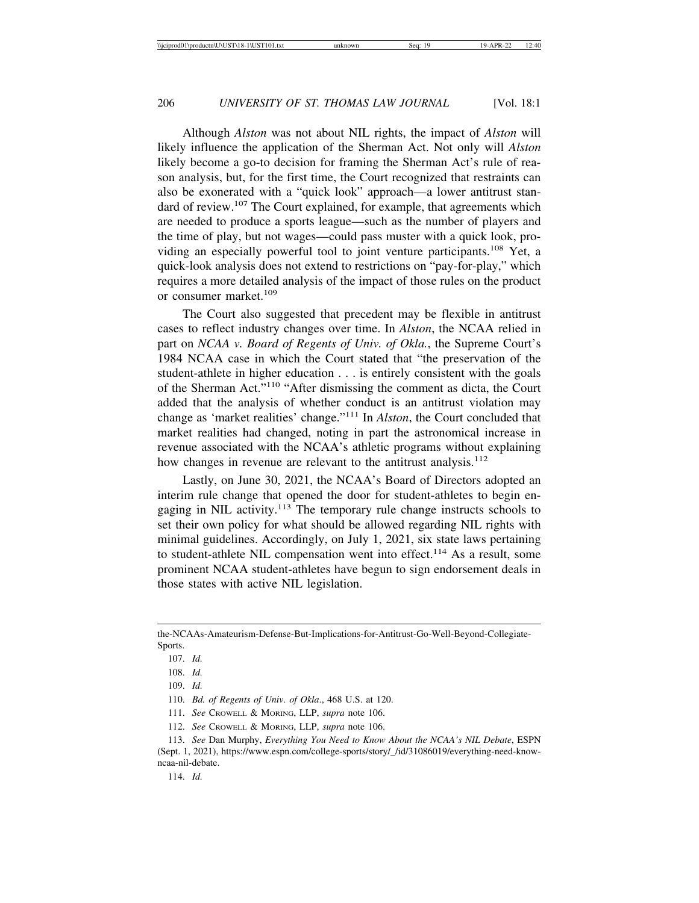Although *Alston* was not about NIL rights, the impact of *Alston* will likely influence the application of the Sherman Act. Not only will *Alston* likely become a go-to decision for framing the Sherman Act's rule of reason analysis, but, for the first time, the Court recognized that restraints can also be exonerated with a "quick look" approach—a lower antitrust standard of review.[107] The Court explained, for example, that agreements which are needed to produce a sports league—such as the number of players and the time of play, but not wages—could pass muster with a quick look, providing an especially powerful tool to joint venture participants.[108] Yet, a quick-look analysis does not extend to restrictions on "pay-for-play," which requires a more detailed analysis of the impact of those rules on the product or consumer market.[109]

The Court also suggested that precedent may be flexible in antitrust cases to reflect industry changes over time. In *Alston*, the NCAA relied in part on *NCAA v. Board of Regents of Univ. of Okla.*, the Supreme Court's 1984 NCAA case in which the Court stated that "the preservation of the student-athlete in higher education . . . is entirely consistent with the goals of the Sherman Act."[110] "After dismissing the comment as dicta, the Court added that the analysis of whether conduct is an antitrust violation may change as 'market realities' change."[111] In *Alston*, the Court concluded that market realities had changed, noting in part the astronomical increase in revenue associated with the NCAA's athletic programs without explaining how changes in revenue are relevant to the antitrust analysis.[112]

Lastly, on June 30, 2021, the NCAA's Board of Directors adopted an interim rule change that opened the door for student-athletes to begin engaging in NIL activity.[113] The temporary rule change instructs schools to set their own policy for what should be allowed regarding NIL rights with minimal guidelines. Accordingly, on July 1, 2021, six state laws pertaining to student-athlete NIL compensation went into effect.[114] As a result, some prominent NCAA student-athletes have begun to sign endorsement deals in those states with active NIL legislation.

---

the-NCAAs-Amateurism-Defense-But-Implications-for-Antitrust-Go-Well-Beyond-Collegiate-Sports.

107. *Id.*

108. *Id.*

109. *Id.*

110. *Bd. of Regents of Univ. of Okla*., 468 U.S. at 120.

111. *See* Crowell & Moring, LLP, *supra* note 106.

112. *See* Crowell & Moring, LLP, *supra* note 106.

113. *See* Dan Murphy, *Everything You Need to Know About the NCAA's NIL Debate*, ESPN (Sept. 1, 2021), https://www.espn.com/college-sports/story/_/id/31086019/everything-need-know-ncaa-nil-debate.

114. *Id.*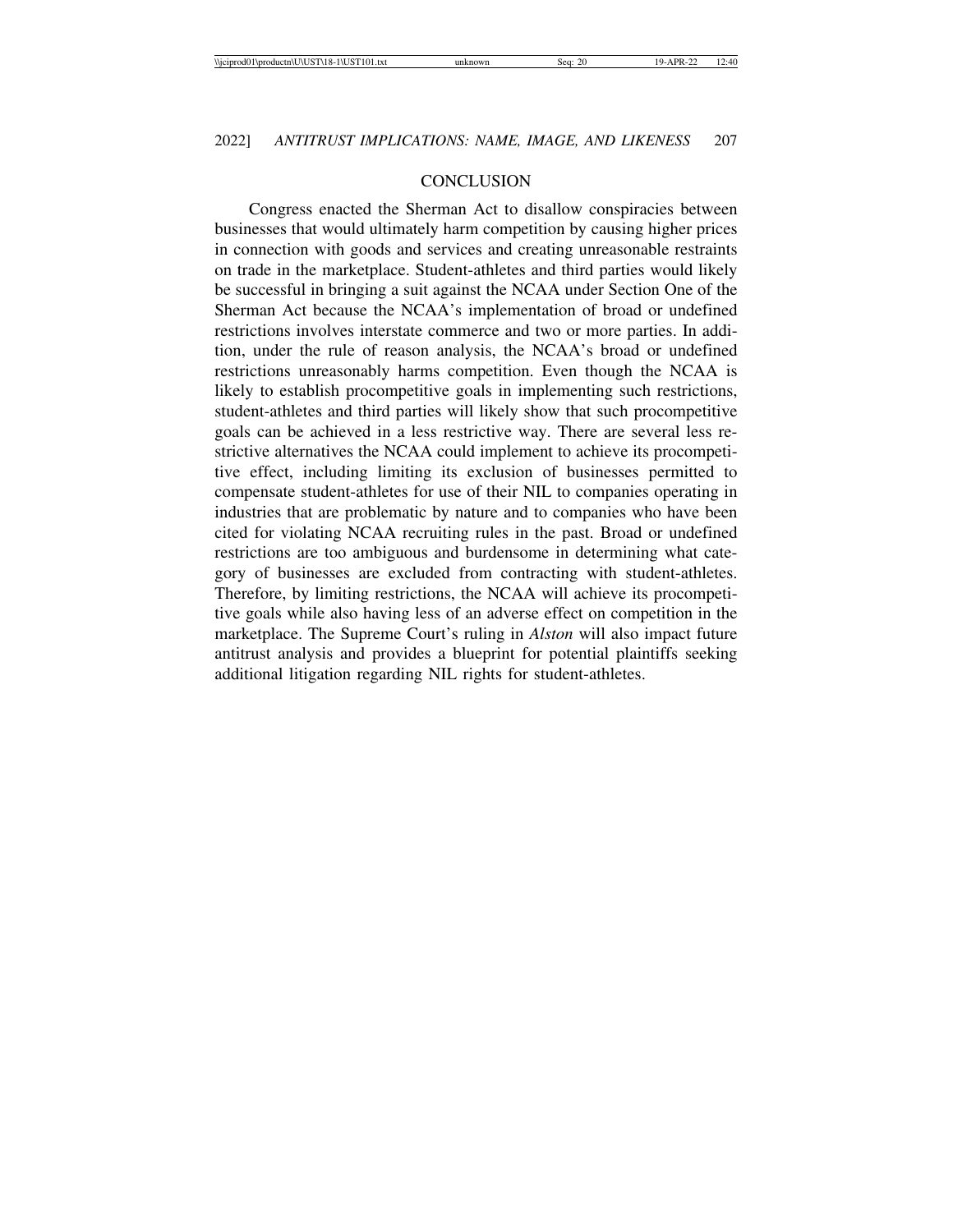## CONCLUSION

Congress enacted the Sherman Act to disallow conspiracies between businesses that would ultimately harm competition by causing higher prices in connection with goods and services and creating unreasonable restraints on trade in the marketplace. Student-athletes and third parties would likely be successful in bringing a suit against the NCAA under Section One of the Sherman Act because the NCAA's implementation of broad or undefined restrictions involves interstate commerce and two or more parties. In addition, under the rule of reason analysis, the NCAA's broad or undefined restrictions unreasonably harms competition. Even though the NCAA is likely to establish procompetitive goals in implementing such restrictions, student-athletes and third parties will likely show that such procompetitive goals can be achieved in a less restrictive way. There are several less restrictive alternatives the NCAA could implement to achieve its procompetitive effect, including limiting its exclusion of businesses permitted to compensate student-athletes for use of their NIL to companies operating in industries that are problematic by nature and to companies who have been cited for violating NCAA recruiting rules in the past. Broad or undefined restrictions are too ambiguous and burdensome in determining what category of businesses are excluded from contracting with student-athletes. Therefore, by limiting restrictions, the NCAA will achieve its procompetitive goals while also having less of an adverse effect on competition in the marketplace. The Supreme Court's ruling in *Alston* will also impact future antitrust analysis and provides a blueprint for potential plaintiffs seeking additional litigation regarding NIL rights for student-athletes.